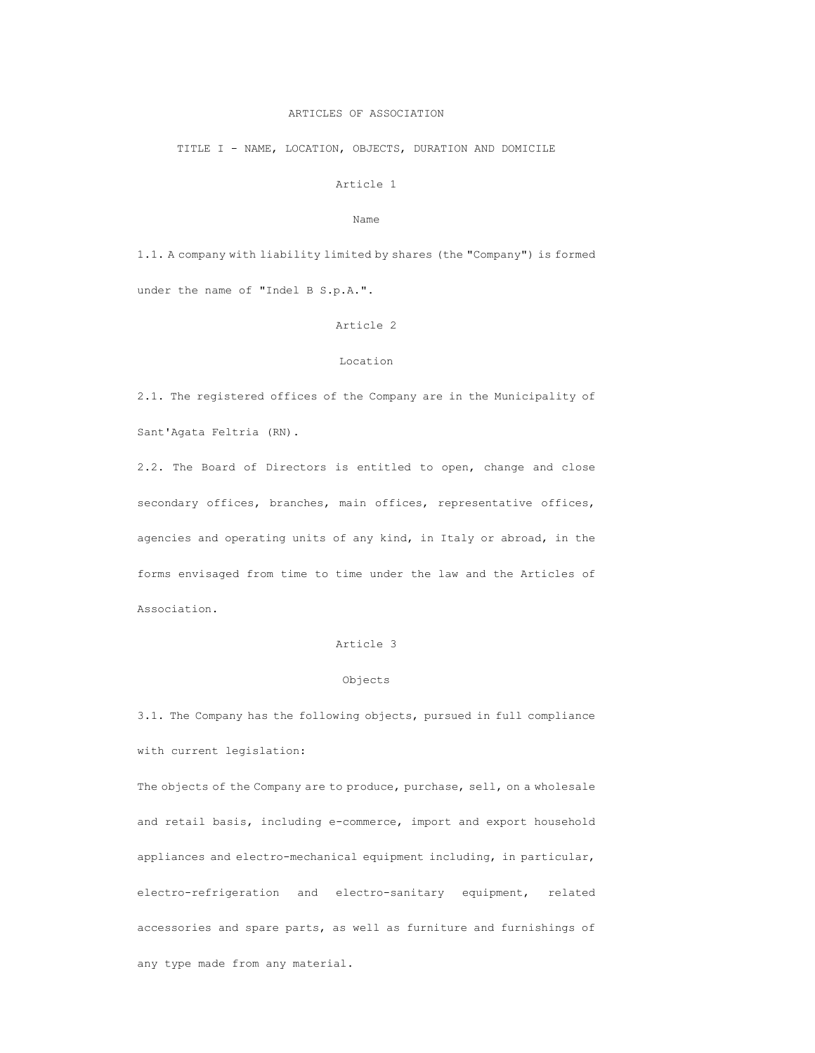# ARTICLES OF ASSOCIATION

## TITLE I - NAME, LOCATION, OBJECTS, DURATION AND DOMICILE

### Article 1

#### Name

1.1. A company with liability limited by shares (the "Company") is formed under the name of "Indel B S.p.A.".

### Article 2

#### Location

2.1. The registered offices of the Company are in the Municipality of Sant'Agata Feltria (RN).

2.2. The Board of Directors is entitled to open, change and close secondary offices, branches, main offices, representative offices, agencies and operating units of any kind, in Italy or abroad, in the forms envisaged from time to time under the law and the Articles of Association.

### Article 3

#### Objects

3.1. The Company has the following objects, pursued in full compliance with current legislation:

The objects of the Company are to produce, purchase, sell, on a wholesale and retail basis, including e-commerce, import and export household appliances and electro-mechanical equipment including, in particular, electro-refrigeration and electro-sanitary equipment, related accessories and spare parts, as well as furniture and furnishings of any type made from any material.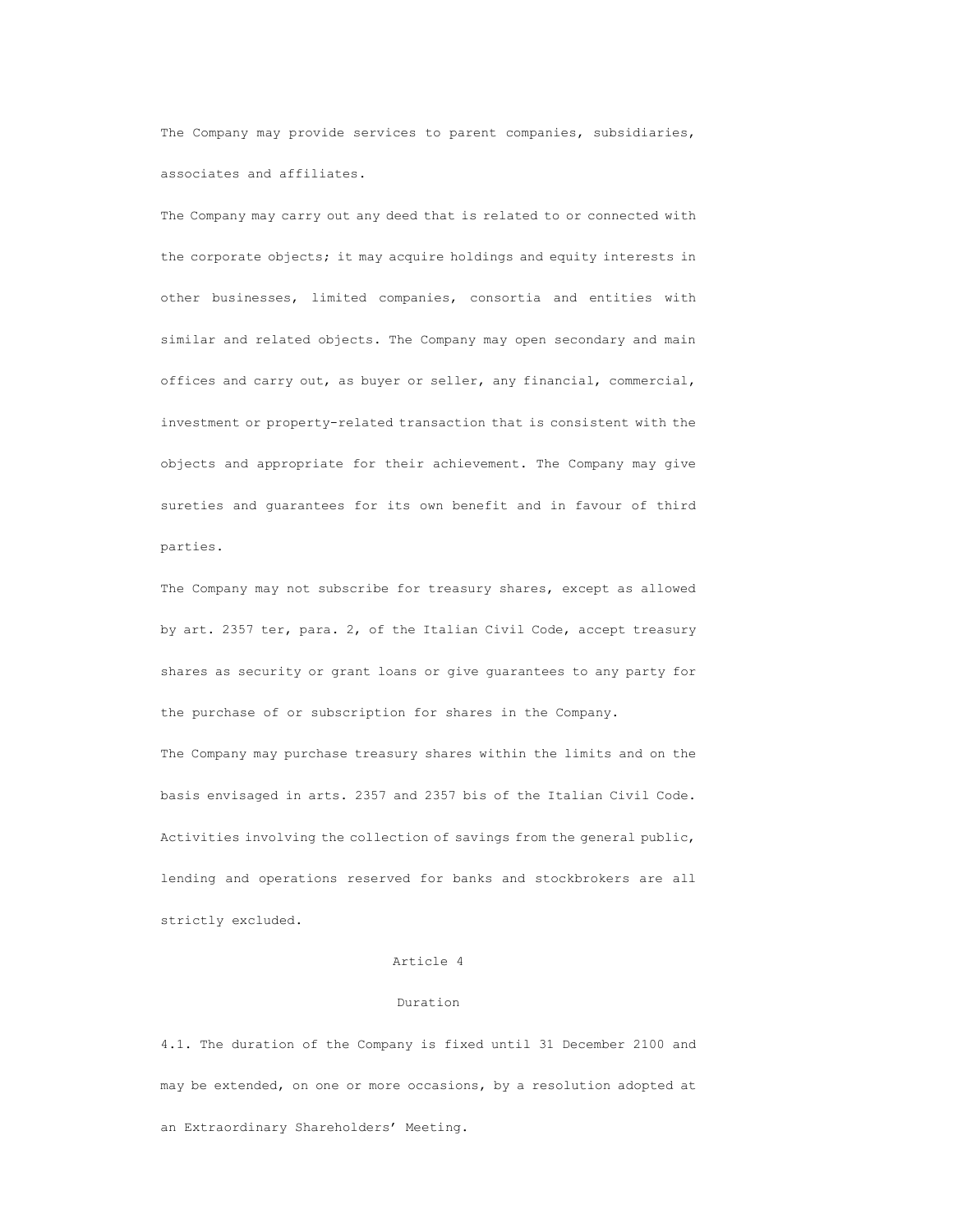The Company may provide services to parent companies, subsidiaries, associates and affiliates.

The Company may carry out any deed that is related to or connected with the corporate objects; it may acquire holdings and equity interests in other businesses, limited companies, consortia and entities with similar and related objects. The Company may open secondary and main offices and carry out, as buyer or seller, any financial, commercial, investment or property-related transaction that is consistent with the objects and appropriate for their achievement. The Company may give sureties and guarantees for its own benefit and in favour of third parties.

The Company may not subscribe for treasury shares, except as allowed by art. 2357 ter, para. 2, of the Italian Civil Code, accept treasury shares as security or grant loans or give guarantees to any party for the purchase of or subscription for shares in the Company.

The Company may purchase treasury shares within the limits and on the basis envisaged in arts. 2357 and 2357 bis of the Italian Civil Code.

Activities involving the collection of savings from the general public, lending and operations reserved for banks and stockbrokers are all strictly excluded.

## Article 4

## Duration

4.1. The duration of the Company is fixed until 31 December 2100 and may be extended, on one or more occasions, by a resolution adopted at an Extraordinary Shareholders' Meeting.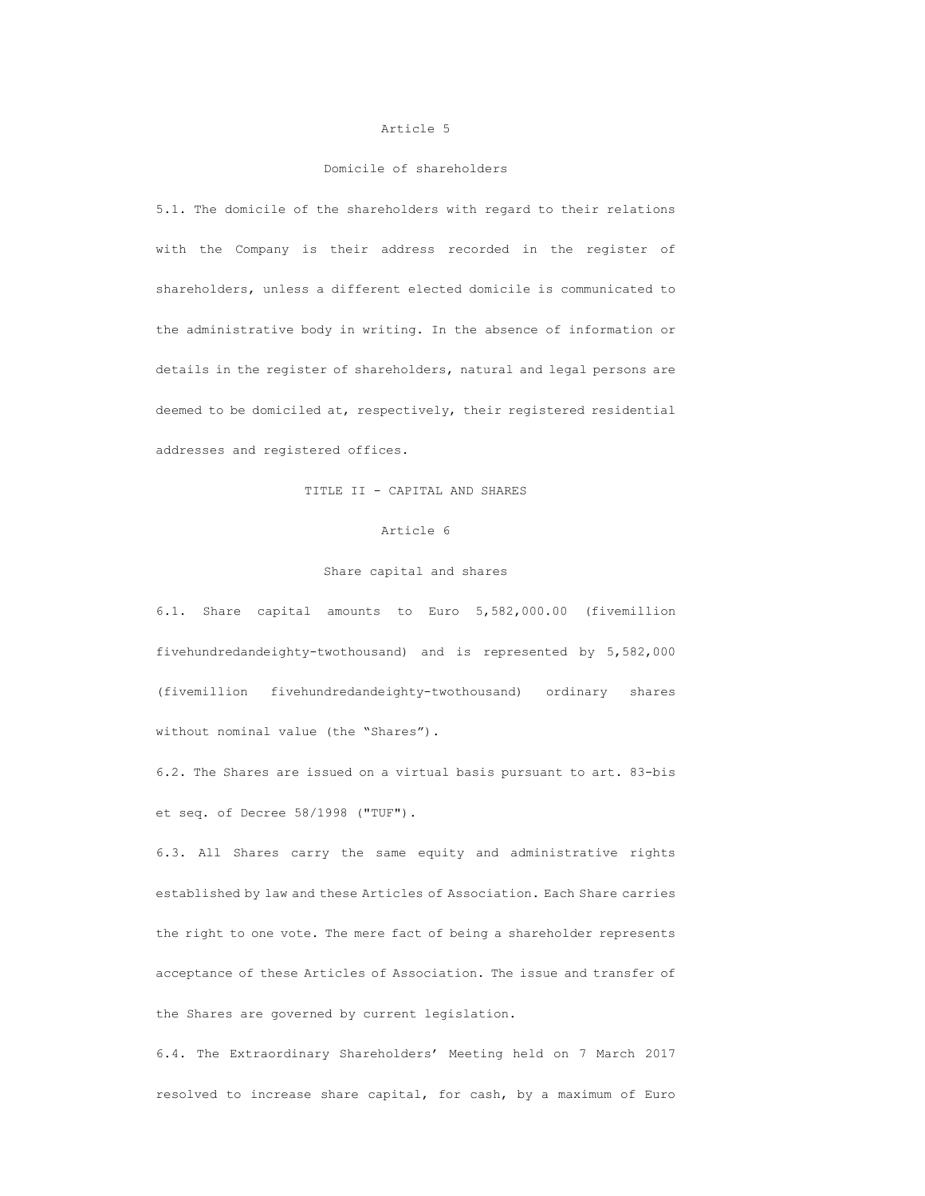## Article 5

### Domicile of shareholders

5.1. The domicile of the shareholders with regard to their relations with the Company is their address recorded in the register of shareholders, unless a different elected domicile is communicated to the administrative body in writing. In the absence of information or details in the register of shareholders, natural and legal persons are deemed to be domiciled at, respectively, their registered residential addresses and registered offices.

# TITLE II - CAPITAL AND SHARES

## Article 6

### Share capital and shares

6.1. Share capital amounts to Euro 5,582,000.00 (fivemillion fivehundredandeighty-twothousand) and is represented by 5,582,000 (fivemillion fivehundredandeighty-twothousand) ordinary shares without nominal value (the "Shares").

6.2. The Shares are issued on a virtual basis pursuant to art. 83-bis et seq. of Decree 58/1998 ("TUF").

6.3. All Shares carry the same equity and administrative rights established by law and these Articles of Association. Each Share carries the right to one vote. The mere fact of being a shareholder represents acceptance of these Articles of Association. The issue and transfer of the Shares are governed by current legislation.

6.4. The Extraordinary Shareholders' Meeting held on 7 March 2017 resolved to increase share capital, for cash, by a maximum of Euro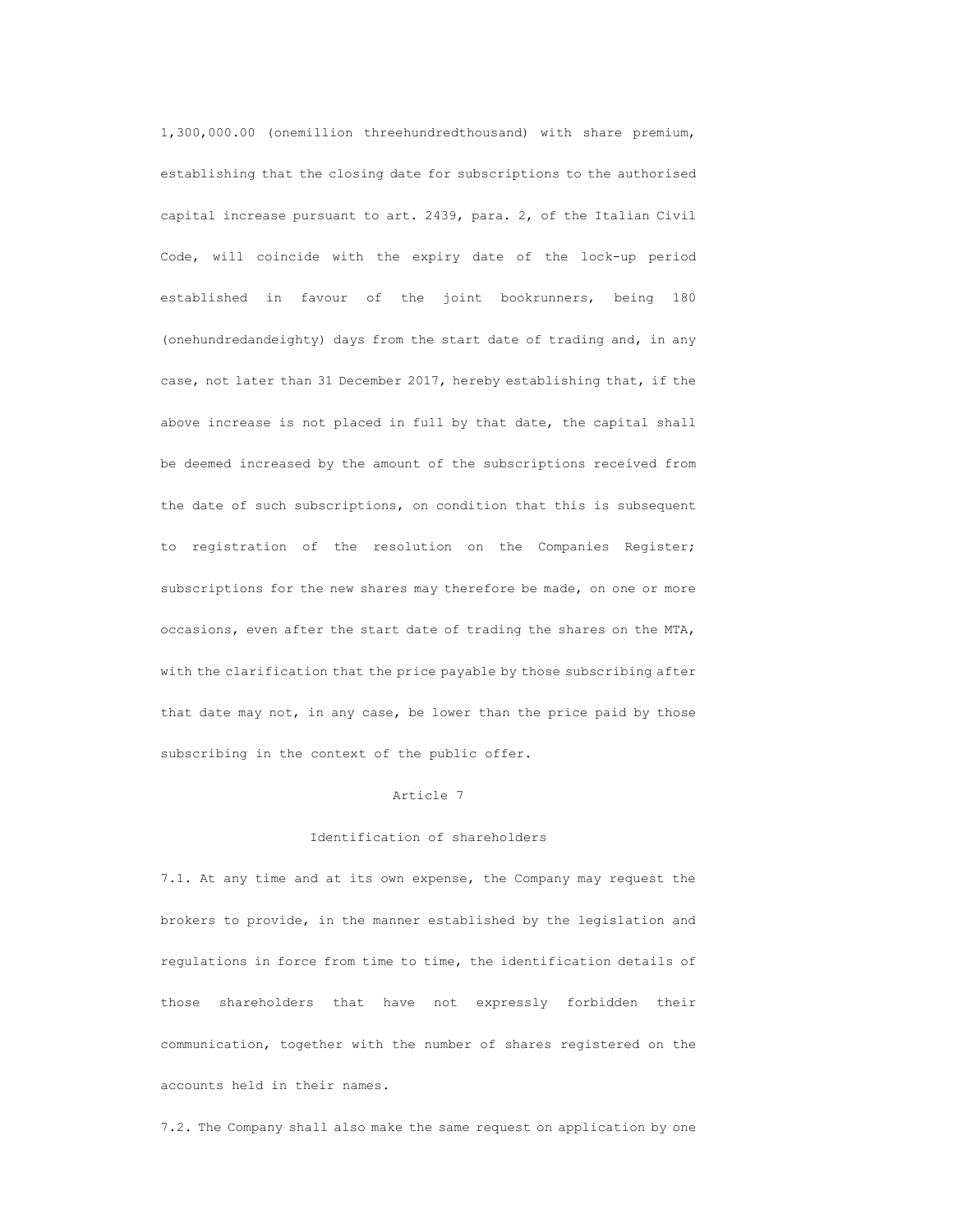1,300,000.00 (onemillion threehundredthousand) with share premium, establishing that the closing date for subscriptions to the authorised capital increase pursuant to art. 2439, para. 2, of the Italian Civil Code, will coincide with the expiry date of the lock-up period established in favour of the joint bookrunners, being 180 (onehundredandeighty) days from the start date of trading and, in any case, not later than 31 December 2017, hereby establishing that, if the above increase is not placed in full by that date, the capital shall be deemed increased by the amount of the subscriptions received from the date of such subscriptions, on condition that this is subsequent to registration of the resolution on the Companies Register; subscriptions for the new shares may therefore be made, on one or more occasions, even after the start date of trading the shares on the MTA, with the clarification that the price payable by those subscribing after that date may not, in any case, be lower than the price paid by those subscribing in the context of the public offer.

## Article 7

## Identification of shareholders

7.1. At any time and at its own expense, the Company may request the brokers to provide, in the manner established by the legislation and regulations in force from time to time, the identification details of those shareholders that have not expressly forbidden their communication, together with the number of shares registered on the accounts held in their names.

7.2. The Company shall also make the same request on application by one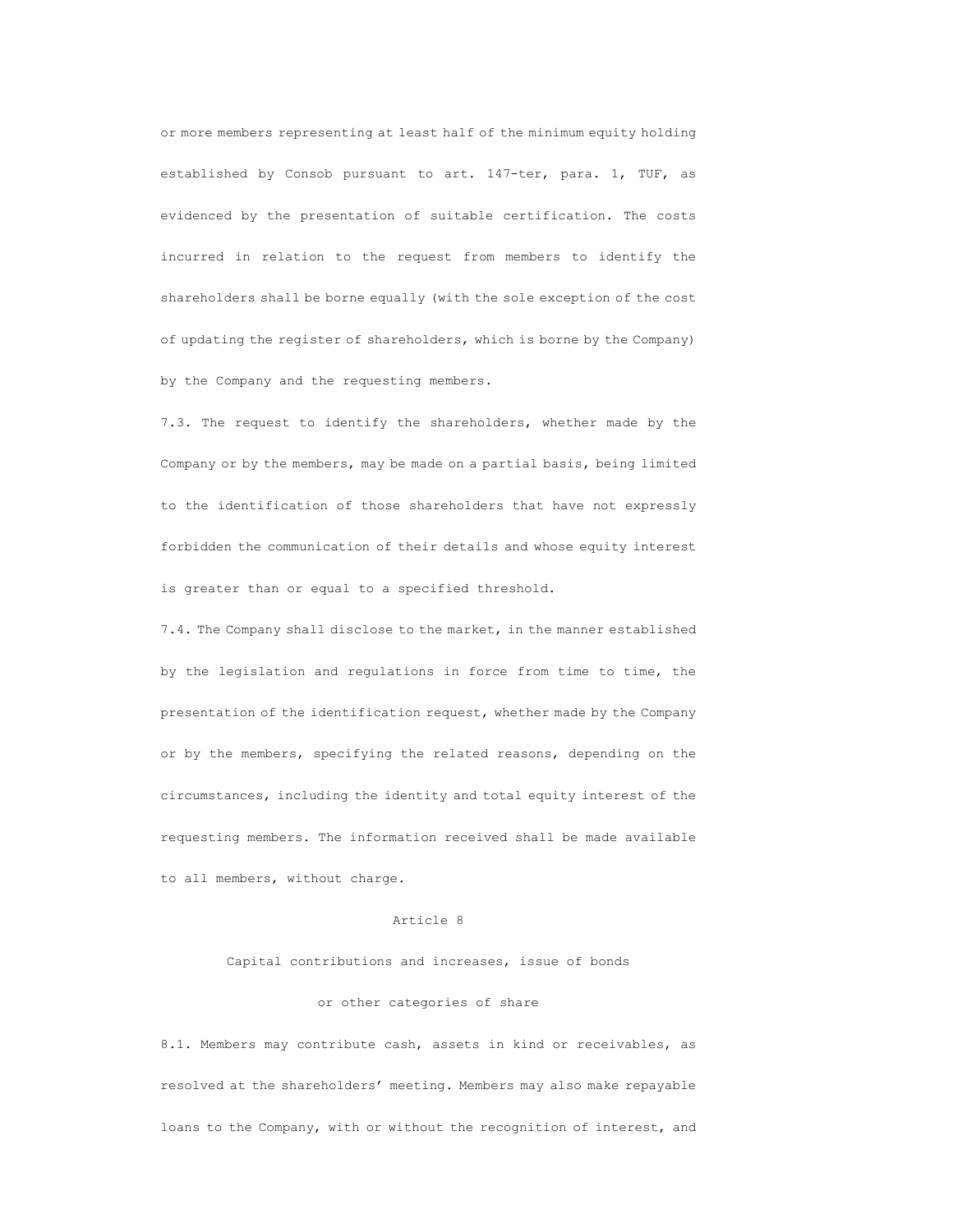or more members representing at least half of the minimum equity holding established by Consob pursuant to art. 147-ter, para. 1, TUF, as evidenced by the presentation of suitable certification. The costs incurred in relation to the request from members to identify the shareholders shall be borne equally (with the sole exception of the cost of updating the register of shareholders, which is borne by the Company) by the Company and the requesting members.

7.3. The request to identify the shareholders, whether made by the Company or by the members, may be made on a partial basis, being limited to the identification of those shareholders that have not expressly forbidden the communication of their details and whose equity interest is greater than or equal to a specified threshold.

7.4. The Company shall disclose to the market, in the manner established by the legislation and regulations in force from time to time, the presentation of the identification request, whether made by the Company or by the members, specifying the related reasons, depending on the circumstances, including the identity and total equity interest of the requesting members. The information received shall be made available to all members, without charge.

## Article 8

### Capital contributions and increases, issue of bonds or other categories of share

8.1. Members may contribute cash, assets in kind or receivables, as resolved at the shareholders' meeting. Members may also make repayable loans to the Company, with or without the recognition of interest, and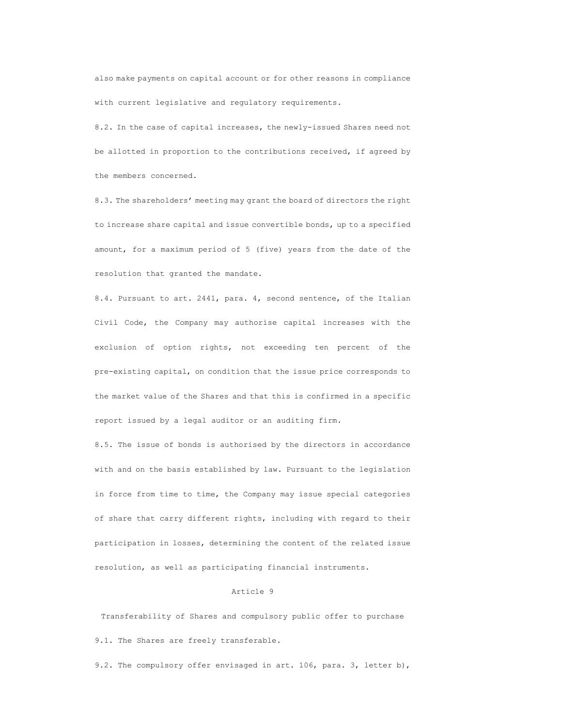also make payments on capital account or for other reasons in compliance with current legislative and regulatory requirements.

8.2. In the case of capital increases, the newly-issued Shares need not be allotted in proportion to the contributions received, if agreed by the members concerned.

8.3. The shareholders' meeting may grant the board of directors the right to increase share capital and issue convertible bonds, up to a specified amount, for a maximum period of 5 (five) years from the date of the resolution that granted the mandate.

8.4. Pursuant to art. 2441, para. 4, second sentence, of the Italian Civil Code, the Company may authorise capital increases with the exclusion of option rights, not exceeding ten percent of the pre-existing capital, on condition that the issue price corresponds to the market value of the Shares and that this is confirmed in a specific report issued by a legal auditor or an auditing firm.

8.5. The issue of bonds is authorised by the directors in accordance with and on the basis established by law. Pursuant to the legislation in force from time to time, the Company may issue special categories of share that carry different rights, including with regard to their participation in losses, determining the content of the related issue resolution, as well as participating financial instruments.

## Article 9

### Transferability of Shares and compulsory public offer to purchase

9.1. The Shares are freely transferable.

9.2. The compulsory offer envisaged in art. 106, para. 3, letter b),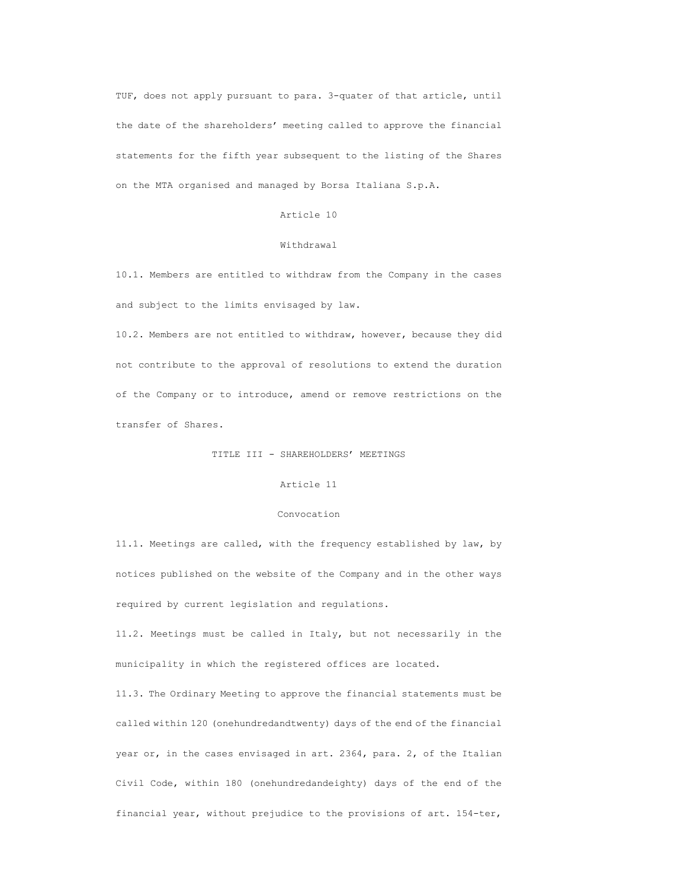TUF, does not apply pursuant to para. 3-quater of that article, until the date of the shareholders' meeting called to approve the financial statements for the fifth year subsequent to the listing of the Shares on the MTA organised and managed by Borsa Italiana S.p.A.

### Article 10

### Withdrawal

10.1. Members are entitled to withdraw from the Company in the cases and subject to the limits envisaged by law.

10.2. Members are not entitled to withdraw, however, because they did not contribute to the approval of resolutions to extend the duration of the Company or to introduce, amend or remove restrictions on the transfer of Shares.

## TITLE III - SHAREHOLDERS' MEETINGS

### Article 11

### Convocation

11.1. Meetings are called, with the frequency established by law, by notices published on the website of the Company and in the other ways required by current legislation and regulations.

11.2. Meetings must be called in Italy, but not necessarily in the municipality in which the registered offices are located.

11.3. The Ordinary Meeting to approve the financial statements must be called within 120 (onehundredandtwenty) days of the end of the financial year or, in the cases envisaged in art. 2364, para. 2, of the Italian Civil Code, within 180 (onehundredandeighty) days of the end of the financial year, without prejudice to the provisions of art. 154-ter,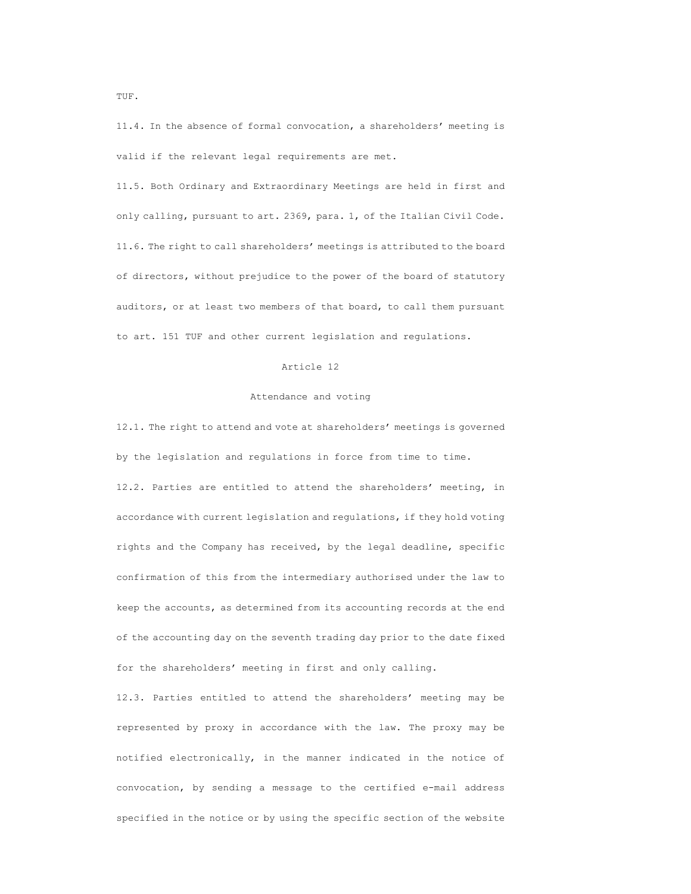TUF.

11.4. In the absence of formal convocation, a shareholders' meeting is valid if the relevant legal requirements are met.

11.5. Both Ordinary and Extraordinary Meetings are held in first and only calling, pursuant to art. 2369, para. 1, of the Italian Civil Code.

11.6. The right to call shareholders' meetings is attributed to the board of directors, without prejudice to the power of the board of statutory auditors, or at least two members of that board, to call them pursuant to art. 151 TUF and other current legislation and regulations.

## Article 12

### Attendance and voting

12.1. The right to attend and vote at shareholders' meetings is governed by the legislation and regulations in force from time to time.

12.2. Parties are entitled to attend the shareholders' meeting, in accordance with current legislation and regulations, if they hold voting rights and the Company has received, by the legal deadline, specific confirmation of this from the intermediary authorised under the law to keep the accounts, as determined from its accounting records at the end of the accounting day on the seventh trading day prior to the date fixed for the shareholders' meeting in first and only calling.

12.3. Parties entitled to attend the shareholders' meeting may be represented by proxy in accordance with the law. The proxy may be notified electronically, in the manner indicated in the notice of convocation, by sending a message to the certified e-mail address specified in the notice or by using the specific section of the website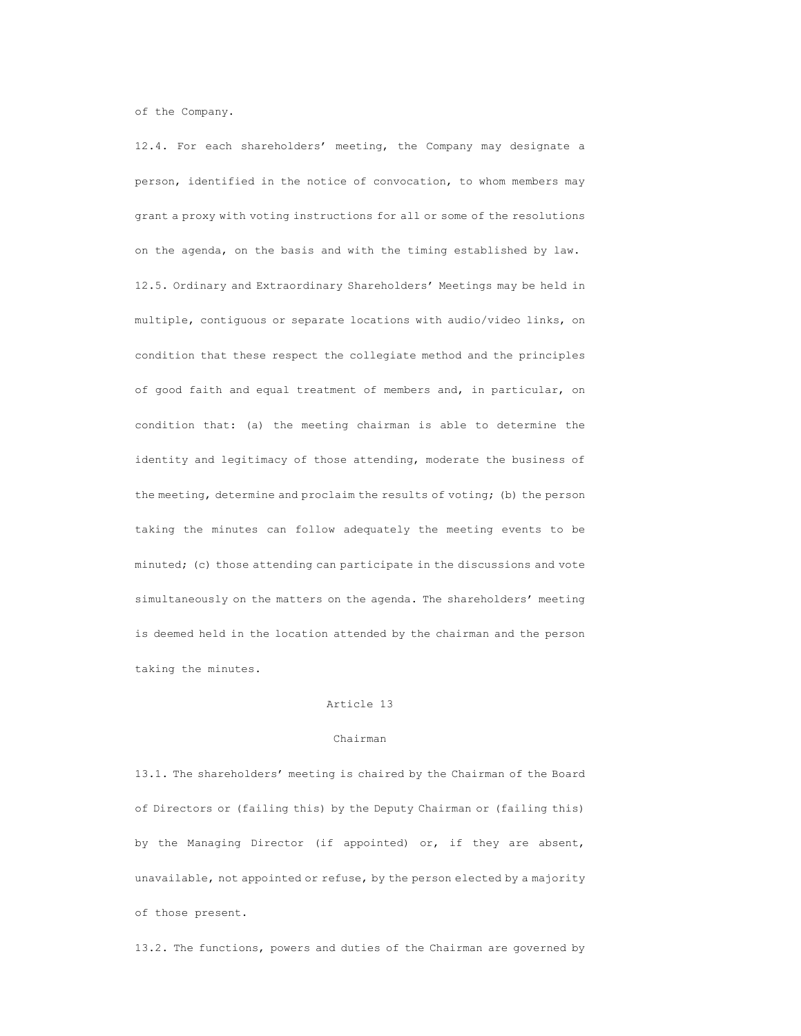of the Company.

12.4. For each shareholders' meeting, the Company may designate a person, identified in the notice of convocation, to whom members may grant a proxy with voting instructions for all or some of the resolutions on the agenda, on the basis and with the timing established by law.

12.5. Ordinary and Extraordinary Shareholders' Meetings may be held in multiple, contiguous or separate locations with audio/video links, on condition that these respect the collegiate method and the principles of good faith and equal treatment of members and, in particular, on condition that: (a) the meeting chairman is able to determine the identity and legitimacy of those attending, moderate the business of the meeting, determine and proclaim the results of voting; (b) the person taking the minutes can follow adequately the meeting events to be minuted; (c) those attending can participate in the discussions and vote simultaneously on the matters on the agenda. The shareholders' meeting is deemed held in the location attended by the chairman and the person taking the minutes.

## Article 13

## Chairman

13.1. The shareholders' meeting is chaired by the Chairman of the Board of Directors or (failing this) by the Deputy Chairman or (failing this) by the Managing Director (if appointed) or, if they are absent, unavailable, not appointed or refuse, by the person elected by a majority of those present.

13.2. The functions, powers and duties of the Chairman are governed by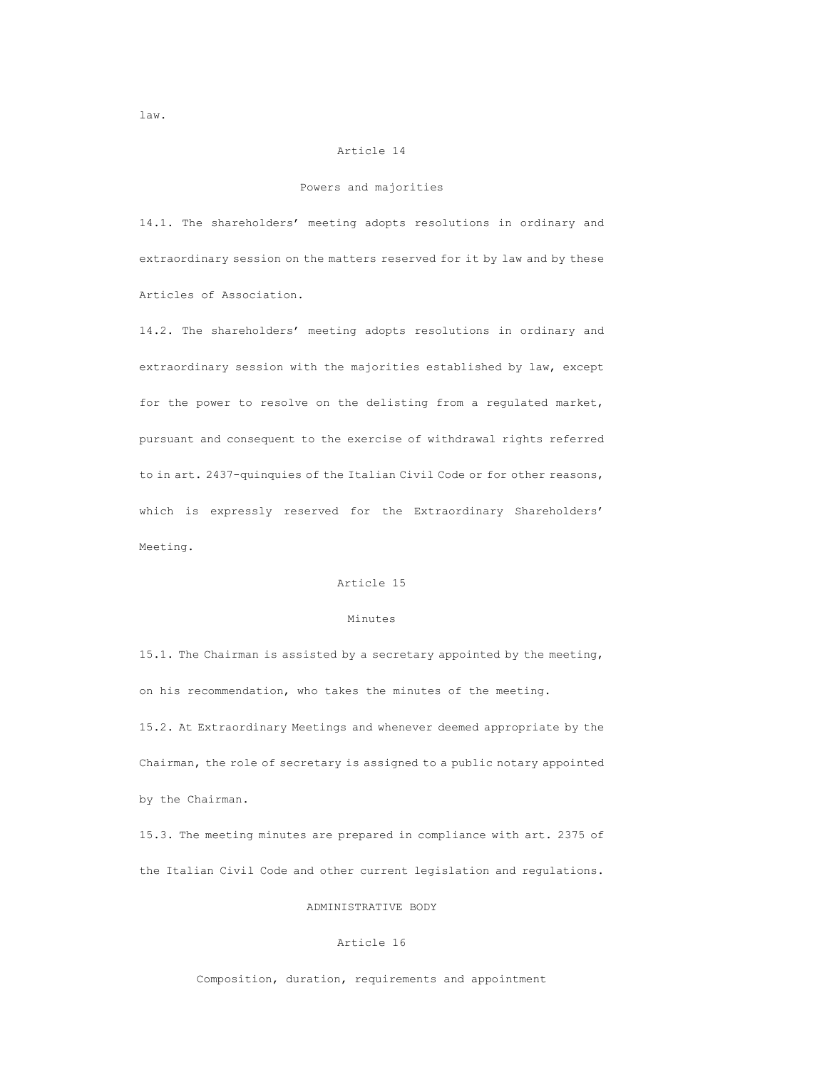law.

## Article 14

### Powers and majorities

14.1. The shareholders' meeting adopts resolutions in ordinary and extraordinary session on the matters reserved for it by law and by these Articles of Association.

14.2. The shareholders' meeting adopts resolutions in ordinary and extraordinary session with the majorities established by law, except for the power to resolve on the delisting from a regulated market, pursuant and consequent to the exercise of withdrawal rights referred to in art. 2437-quinquies of the Italian Civil Code or for other reasons, which is expressly reserved for the Extraordinary Shareholders' Meeting.

## Article 15

### Minutes

15.1. The Chairman is assisted by a secretary appointed by the meeting, on his recommendation, who takes the minutes of the meeting.

15.2. At Extraordinary Meetings and whenever deemed appropriate by the Chairman, the role of secretary is assigned to a public notary appointed by the Chairman.

15.3. The meeting minutes are prepared in compliance with art. 2375 of the Italian Civil Code and other current legislation and regulations.

# ADMINISTRATIVE BODY

## Article 16

### Composition, duration, requirements and appointment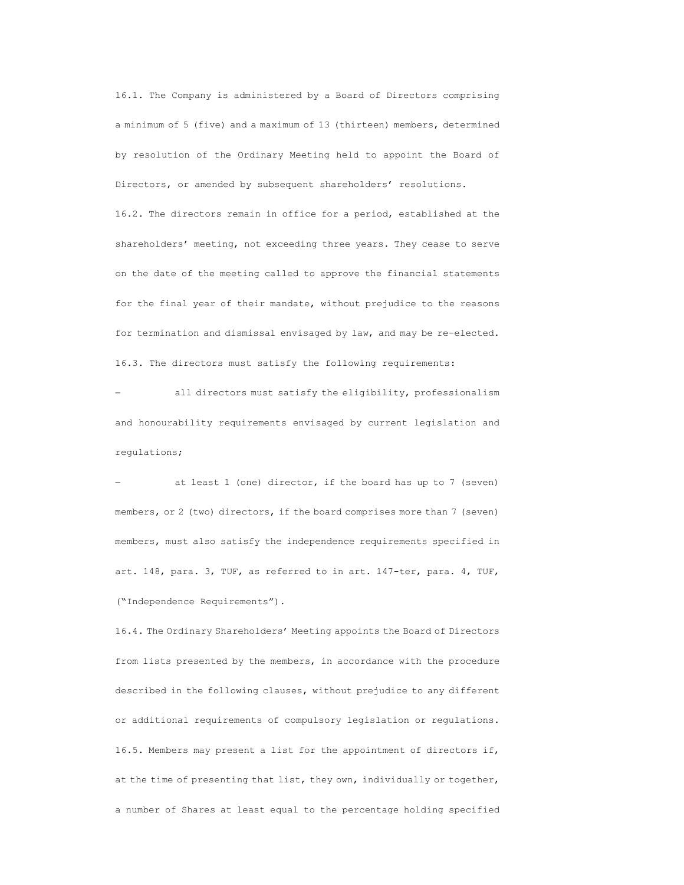16.1. The Company is administered by a Board of Directors comprising a minimum of 5 (five) and a maximum of 13 (thirteen) members, determined by resolution of the Ordinary Meeting held to appoint the Board of Directors, or amended by subsequent shareholders' resolutions.

16.2. The directors remain in office for a period, established at the shareholders' meeting, not exceeding three years. They cease to serve on the date of the meeting called to approve the financial statements for the final year of their mandate, without prejudice to the reasons for termination and dismissal envisaged by law, and may be re-elected.

16.3. The directors must satisfy the following requirements:

- all directors must satisfy the eligibility, professionalism and honourability requirements envisaged by current legislation and regulations;
- at least 1 (one) director, if the board has up to 7 (seven) members, or 2 (two) directors, if the board comprises more than 7 (seven) members, must also satisfy the independence requirements specified in art. 148, para. 3, TUF, as referred to in art. 147-ter, para. 4, TUF, ("Independence Requirements").

16.4. The Ordinary Shareholders' Meeting appoints the Board of Directors from lists presented by the members, in accordance with the procedure described in the following clauses, without prejudice to any different or additional requirements of compulsory legislation or regulations.

16.5. Members may present a list for the appointment of directors if, at the time of presenting that list, they own, individually or together, a number of Shares at least equal to the percentage holding specified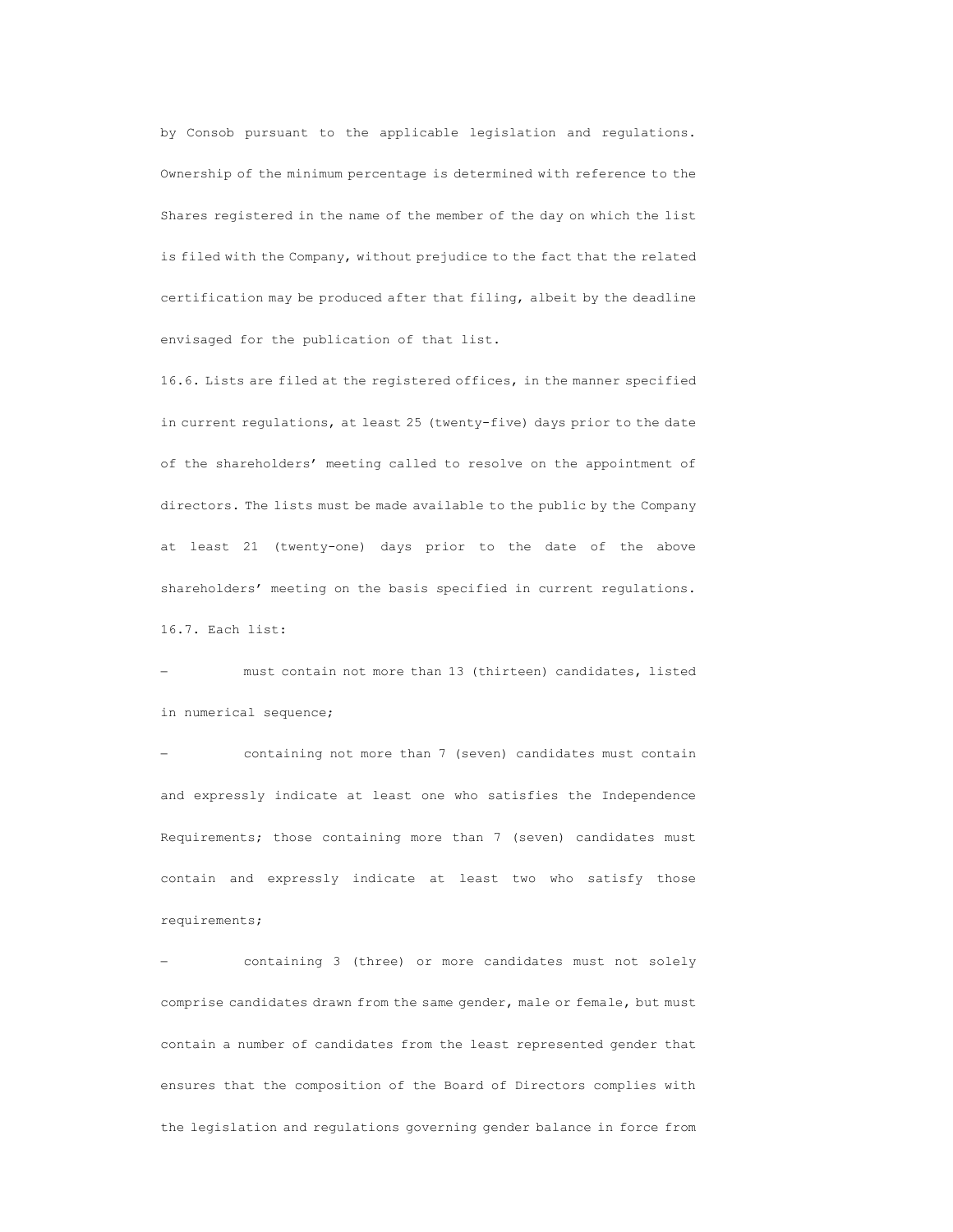by Consob pursuant to the applicable legislation and regulations. Ownership of the minimum percentage is determined with reference to the Shares registered in the name of the member of the day on which the list is filed with the Company, without prejudice to the fact that the related certification may be produced after that filing, albeit by the deadline envisaged for the publication of that list.

16.6. Lists are filed at the registered offices, in the manner specified in current regulations, at least 25 (twenty-five) days prior to the date of the shareholders' meeting called to resolve on the appointment of directors. The lists must be made available to the public by the Company at least 21 (twenty-one) days prior to the date of the above shareholders' meeting on the basis specified in current regulations.

16.7. Each list:

– must contain not more than 13 (thirteen) candidates, listed in numerical sequence;

– containing not more than 7 (seven) candidates must contain and expressly indicate at least one who satisfies the Independence Requirements; those containing more than 7 (seven) candidates must contain and expressly indicate at least two who satisfy those requirements;

– containing 3 (three) or more candidates must not solely comprise candidates drawn from the same gender, male or female, but must contain a number of candidates from the least represented gender that ensures that the composition of the Board of Directors complies with the legislation and regulations governing gender balance in force from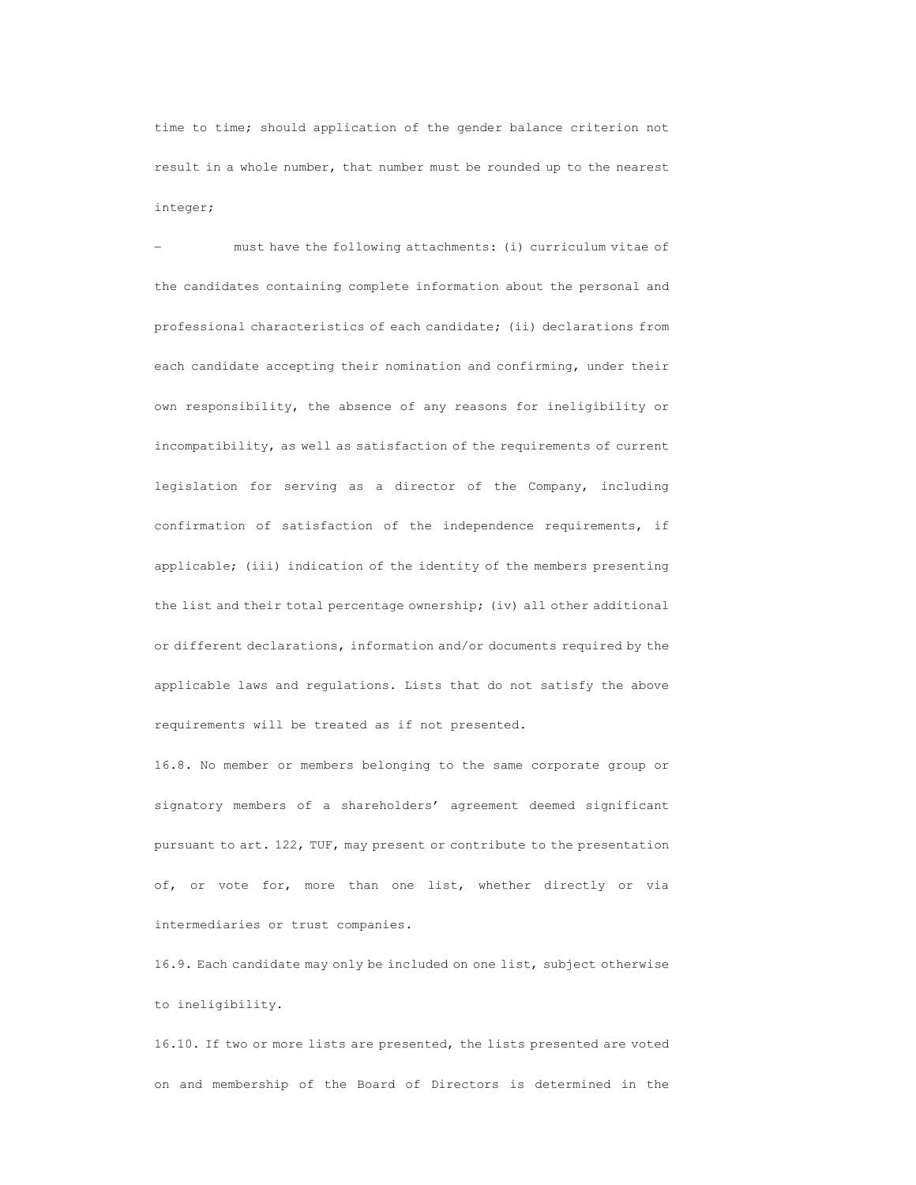time to time; should application of the gender balance criterion not result in a whole number, that number must be rounded up to the nearest integer;

– must have the following attachments: (i) curriculum vitae of the candidates containing complete information about the personal and professional characteristics of each candidate; (ii) declarations from each candidate accepting their nomination and confirming, under their own responsibility, the absence of any reasons for ineligibility or incompatibility, as well as satisfaction of the requirements of current legislation for serving as a director of the Company, including confirmation of satisfaction of the independence requirements, if applicable; (iii) indication of the identity of the members presenting the list and their total percentage ownership; (iv) all other additional or different declarations, information and/or documents required by the applicable laws and regulations. Lists that do not satisfy the above requirements will be treated as if not presented.

16.8. No member or members belonging to the same corporate group or signatory members of a shareholders' agreement deemed significant pursuant to art. 122, TUF, may present or contribute to the presentation of, or vote for, more than one list, whether directly or via intermediaries or trust companies.

16.9. Each candidate may only be included on one list, subject otherwise to ineligibility.

16.10. If two or more lists are presented, the lists presented are voted on and membership of the Board of Directors is determined in the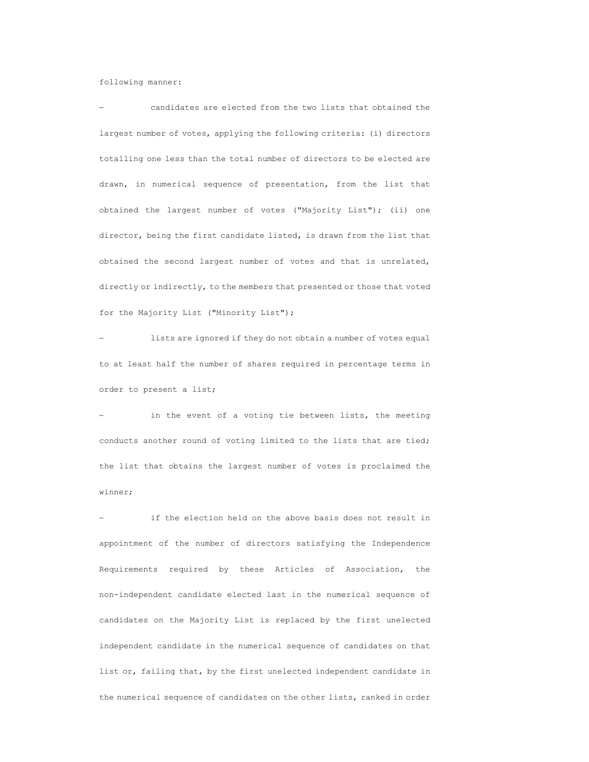following manner:

- candidates are elected from the two lists that obtained the largest number of votes, applying the following criteria: (i) directors totalling one less than the total number of directors to be elected are drawn, in numerical sequence of presentation, from the list that obtained the largest number of votes ("Majority List"); (ii) one director, being the first candidate listed, is drawn from the list that obtained the second largest number of votes and that is unrelated, directly or indirectly, to the members that presented or those that voted for the Majority List ("Minority List");
- lists are ignored if they do not obtain a number of votes equal to at least half the number of shares required in percentage terms in order to present a list;
- in the event of a voting tie between lists, the meeting conducts another round of voting limited to the lists that are tied; the list that obtains the largest number of votes is proclaimed the winner;
- if the election held on the above basis does not result in appointment of the number of directors satisfying the Independence Requirements required by these Articles of Association, the non-independent candidate elected last in the numerical sequence of candidates on the Majority List is replaced by the first unelected independent candidate in the numerical sequence of candidates on that list or, failing that, by the first unelected independent candidate in the numerical sequence of candidates on the other lists, ranked in order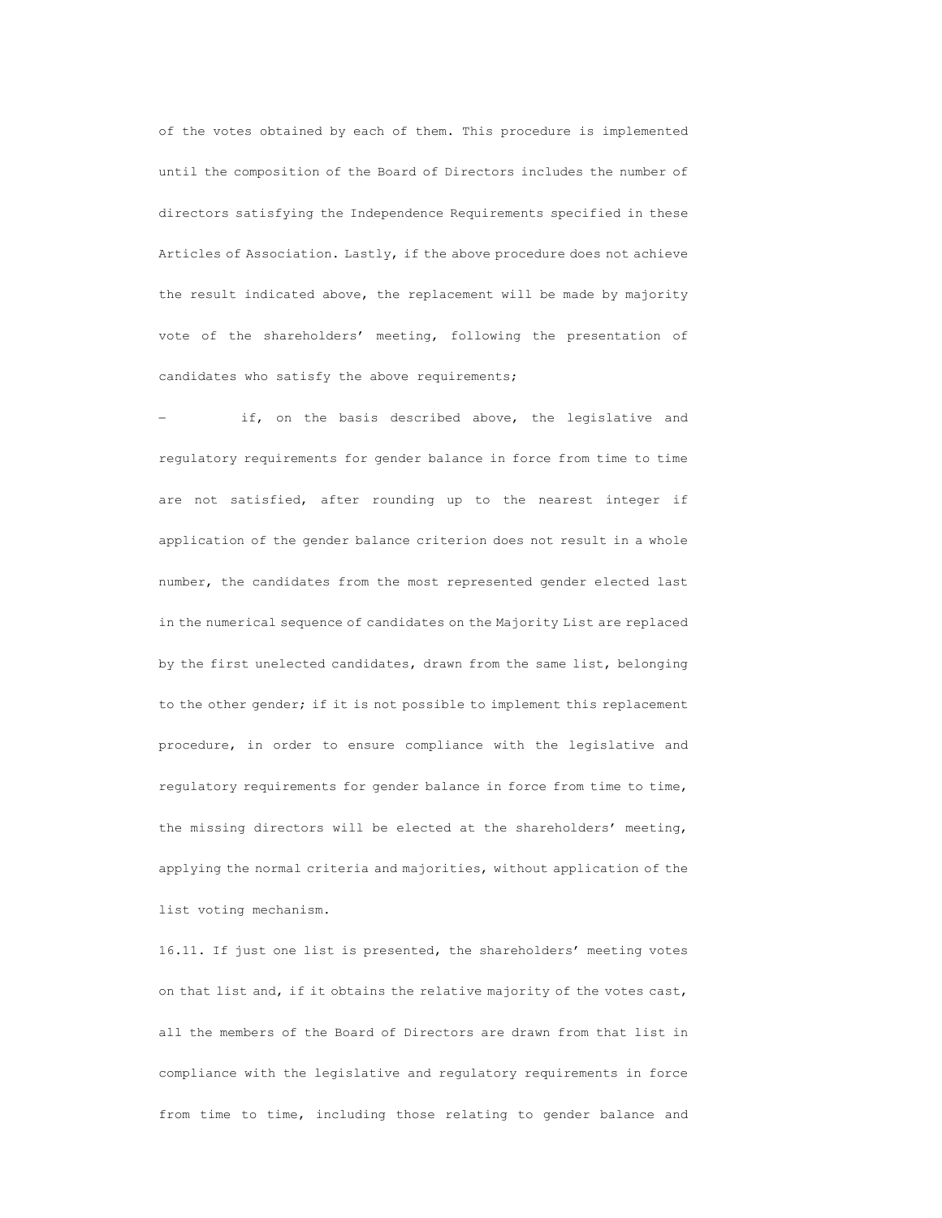of the votes obtained by each of them. This procedure is implemented until the composition of the Board of Directors includes the number of directors satisfying the Independence Requirements specified in these Articles of Association. Lastly, if the above procedure does not achieve the result indicated above, the replacement will be made by majority vote of the shareholders' meeting, following the presentation of candidates who satisfy the above requirements;

– if, on the basis described above, the legislative and regulatory requirements for gender balance in force from time to time are not satisfied, after rounding up to the nearest integer if application of the gender balance criterion does not result in a whole number, the candidates from the most represented gender elected last in the numerical sequence of candidates on the Majority List are replaced by the first unelected candidates, drawn from the same list, belonging to the other gender; if it is not possible to implement this replacement procedure, in order to ensure compliance with the legislative and regulatory requirements for gender balance in force from time to time, the missing directors will be elected at the shareholders' meeting, applying the normal criteria and majorities, without application of the list voting mechanism.

16.11. If just one list is presented, the shareholders' meeting votes on that list and, if it obtains the relative majority of the votes cast, all the members of the Board of Directors are drawn from that list in compliance with the legislative and regulatory requirements in force from time to time, including those relating to gender balance and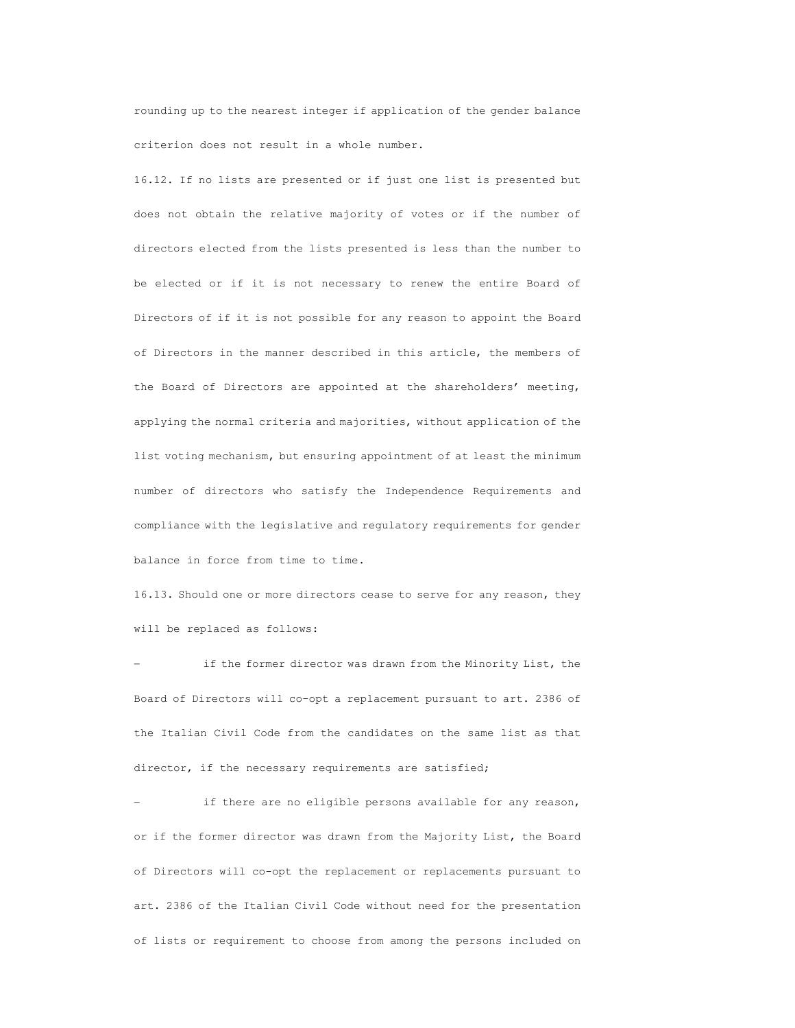rounding up to the nearest integer if application of the gender balance criterion does not result in a whole number.

16.12. If no lists are presented or if just one list is presented but does not obtain the relative majority of votes or if the number of directors elected from the lists presented is less than the number to be elected or if it is not necessary to renew the entire Board of Directors of if it is not possible for any reason to appoint the Board of Directors in the manner described in this article, the members of the Board of Directors are appointed at the shareholders' meeting, applying the normal criteria and majorities, without application of the list voting mechanism, but ensuring appointment of at least the minimum number of directors who satisfy the Independence Requirements and compliance with the legislative and regulatory requirements for gender balance in force from time to time.

16.13. Should one or more directors cease to serve for any reason, they will be replaced as follows:

- if the former director was drawn from the Minority List, the Board of Directors will co-opt a replacement pursuant to art. 2386 of the Italian Civil Code from the candidates on the same list as that director, if the necessary requirements are satisfied;
- if there are no eligible persons available for any reason, or if the former director was drawn from the Majority List, the Board of Directors will co-opt the replacement or replacements pursuant to art. 2386 of the Italian Civil Code without need for the presentation of lists or requirement to choose from among the persons included on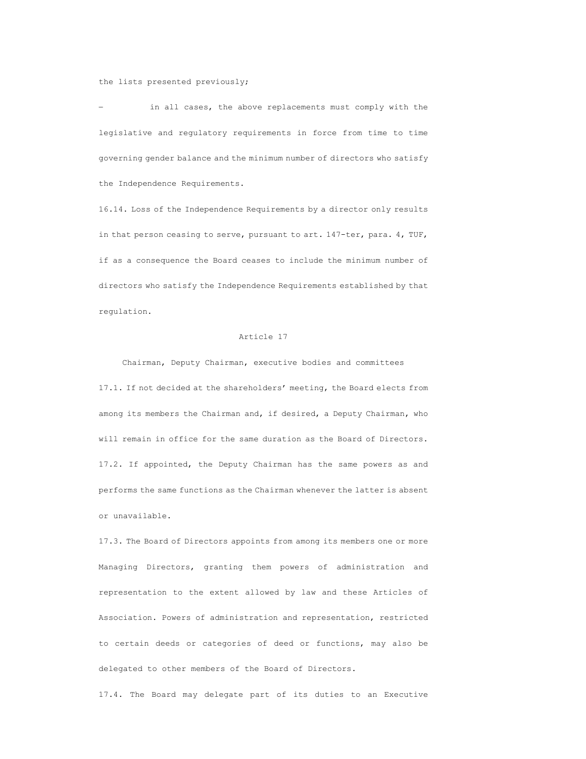the lists presented previously;

– in all cases, the above replacements must comply with the legislative and regulatory requirements in force from time to time governing gender balance and the minimum number of directors who satisfy the Independence Requirements.

16.14. Loss of the Independence Requirements by a director only results in that person ceasing to serve, pursuant to art. 147-ter, para. 4, TUF, if as a consequence the Board ceases to include the minimum number of directors who satisfy the Independence Requirements established by that regulation.

## Article 17

### Chairman, Deputy Chairman, executive bodies and committees

17.1. If not decided at the shareholders' meeting, the Board elects from among its members the Chairman and, if desired, a Deputy Chairman, who will remain in office for the same duration as the Board of Directors.

17.2. If appointed, the Deputy Chairman has the same powers as and performs the same functions as the Chairman whenever the latter is absent or unavailable.

17.3. The Board of Directors appoints from among its members one or more Managing Directors, granting them powers of administration and representation to the extent allowed by law and these Articles of Association. Powers of administration and representation, restricted to certain deeds or categories of deed or functions, may also be delegated to other members of the Board of Directors.

17.4. The Board may delegate part of its duties to an Executive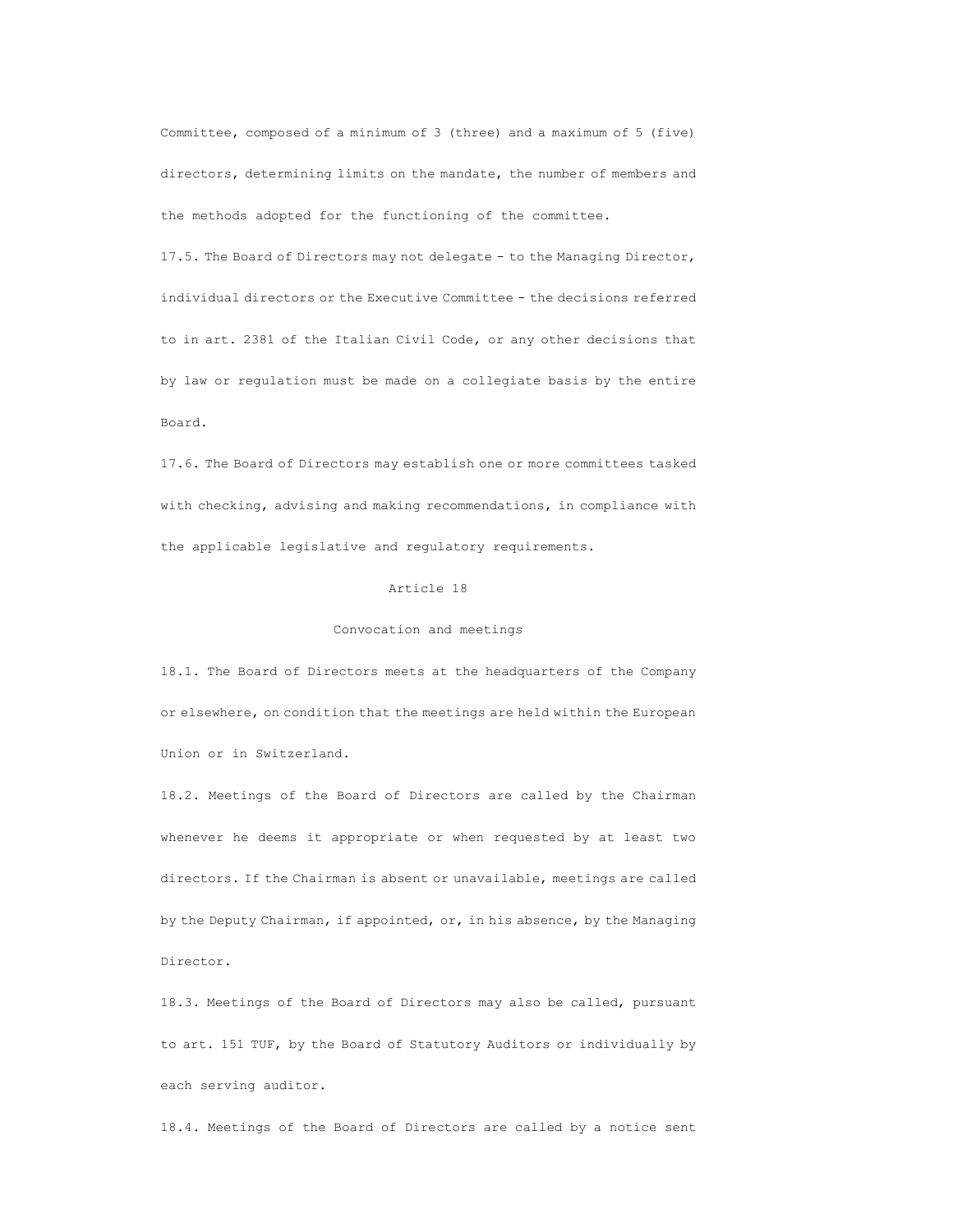Committee, composed of a minimum of 3 (three) and a maximum of 5 (five) directors, determining limits on the mandate, the number of members and the methods adopted for the functioning of the committee.

17.5. The Board of Directors may not delegate - to the Managing Director, individual directors or the Executive Committee - the decisions referred to in art. 2381 of the Italian Civil Code, or any other decisions that by law or regulation must be made on a collegiate basis by the entire Board.

17.6. The Board of Directors may establish one or more committees tasked with checking, advising and making recommendations, in compliance with the applicable legislative and regulatory requirements.

## Article 18

### Convocation and meetings

18.1. The Board of Directors meets at the headquarters of the Company or elsewhere, on condition that the meetings are held within the European Union or in Switzerland.

18.2. Meetings of the Board of Directors are called by the Chairman whenever he deems it appropriate or when requested by at least two directors. If the Chairman is absent or unavailable, meetings are called by the Deputy Chairman, if appointed, or, in his absence, by the Managing Director.

18.3. Meetings of the Board of Directors may also be called, pursuant to art. 151 TUF, by the Board of Statutory Auditors or individually by each serving auditor.

18.4. Meetings of the Board of Directors are called by a notice sent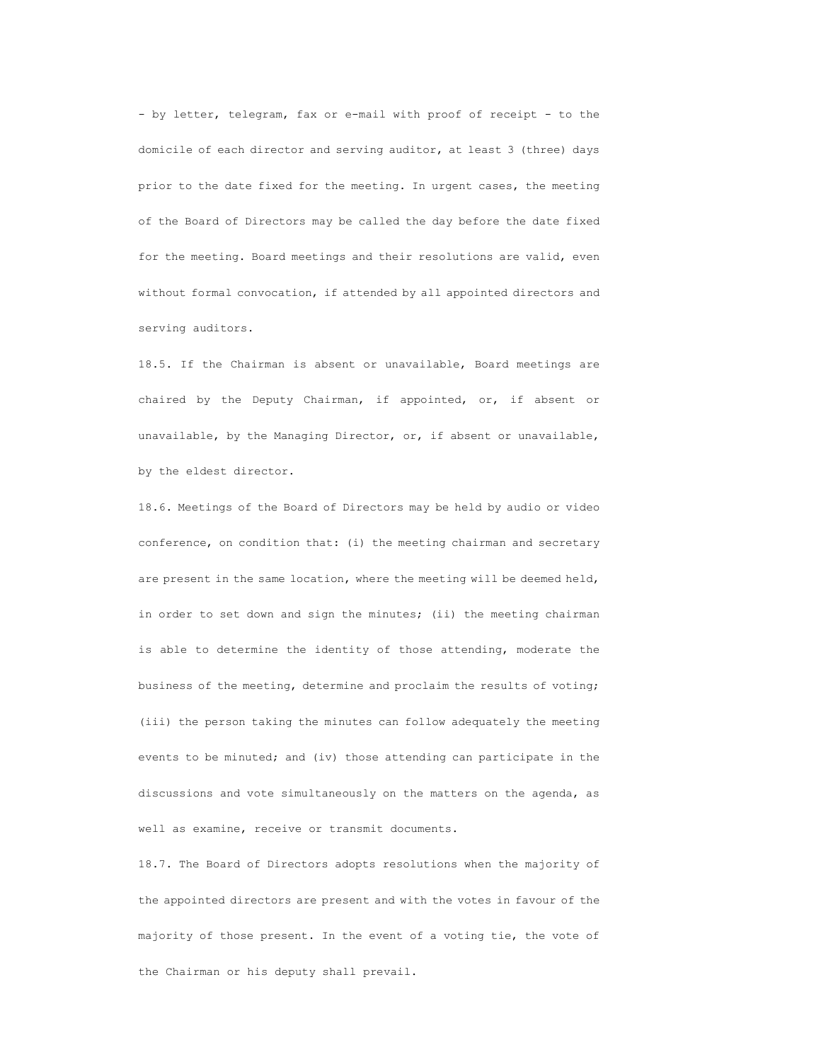- by letter, telegram, fax or e-mail with proof of receipt - to the domicile of each director and serving auditor, at least 3 (three) days prior to the date fixed for the meeting. In urgent cases, the meeting of the Board of Directors may be called the day before the date fixed for the meeting. Board meetings and their resolutions are valid, even without formal convocation, if attended by all appointed directors and serving auditors.

18.5. If the Chairman is absent or unavailable, Board meetings are chaired by the Deputy Chairman, if appointed, or, if absent or unavailable, by the Managing Director, or, if absent or unavailable, by the eldest director.

18.6. Meetings of the Board of Directors may be held by audio or video conference, on condition that: (i) the meeting chairman and secretary are present in the same location, where the meeting will be deemed held, in order to set down and sign the minutes; (ii) the meeting chairman is able to determine the identity of those attending, moderate the business of the meeting, determine and proclaim the results of voting; (iii) the person taking the minutes can follow adequately the meeting events to be minuted; and (iv) those attending can participate in the discussions and vote simultaneously on the matters on the agenda, as well as examine, receive or transmit documents.

18.7. The Board of Directors adopts resolutions when the majority of the appointed directors are present and with the votes in favour of the majority of those present. In the event of a voting tie, the vote of the Chairman or his deputy shall prevail.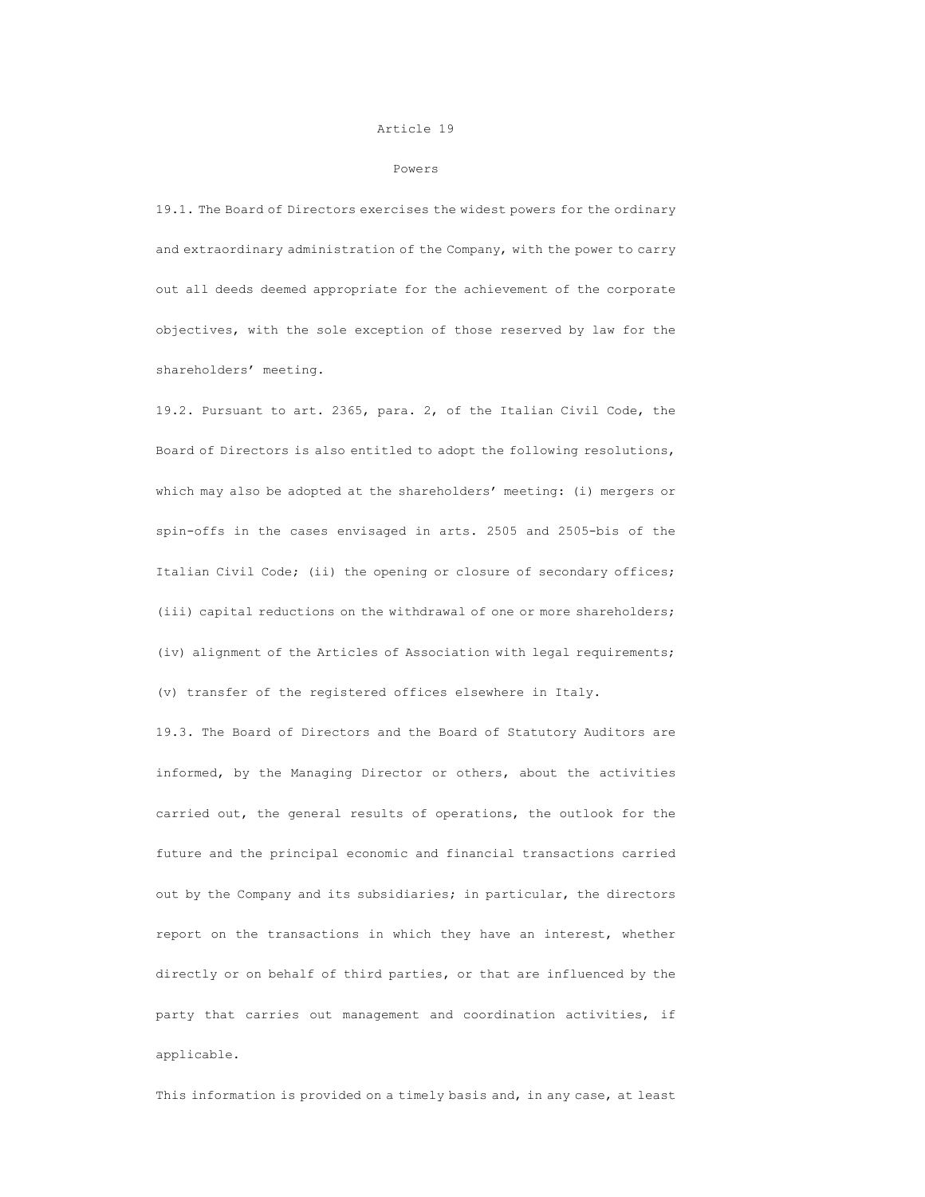## Article 19

### Powers

19.1. The Board of Directors exercises the widest powers for the ordinary and extraordinary administration of the Company, with the power to carry out all deeds deemed appropriate for the achievement of the corporate objectives, with the sole exception of those reserved by law for the shareholders' meeting.

19.2. Pursuant to art. 2365, para. 2, of the Italian Civil Code, the Board of Directors is also entitled to adopt the following resolutions, which may also be adopted at the shareholders' meeting: (i) mergers or spin-offs in the cases envisaged in arts. 2505 and 2505-bis of the Italian Civil Code; (ii) the opening or closure of secondary offices; (iii) capital reductions on the withdrawal of one or more shareholders; (iv) alignment of the Articles of Association with legal requirements; (v) transfer of the registered offices elsewhere in Italy.

19.3. The Board of Directors and the Board of Statutory Auditors are informed, by the Managing Director or others, about the activities carried out, the general results of operations, the outlook for the future and the principal economic and financial transactions carried out by the Company and its subsidiaries; in particular, the directors report on the transactions in which they have an interest, whether directly or on behalf of third parties, or that are influenced by the party that carries out management and coordination activities, if applicable.

This information is provided on a timely basis and, in any case, at least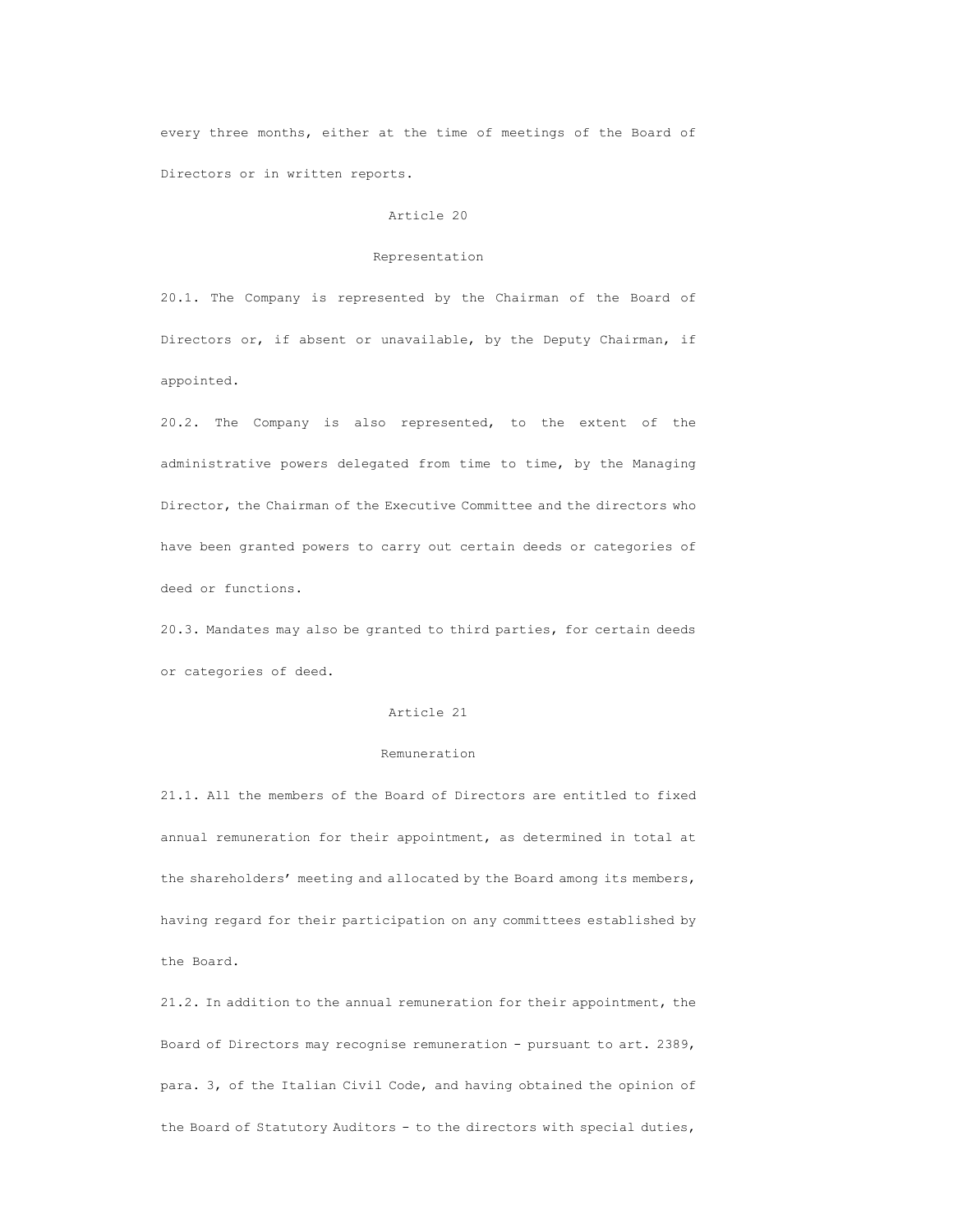every three months, either at the time of meetings of the Board of Directors or in written reports.

## Article 20

### Representation

20.1. The Company is represented by the Chairman of the Board of Directors or, if absent or unavailable, by the Deputy Chairman, if appointed.

20.2. The Company is also represented, to the extent of the administrative powers delegated from time to time, by the Managing Director, the Chairman of the Executive Committee and the directors who have been granted powers to carry out certain deeds or categories of deed or functions.

20.3. Mandates may also be granted to third parties, for certain deeds or categories of deed.

## Article 21

### Remuneration

21.1. All the members of the Board of Directors are entitled to fixed annual remuneration for their appointment, as determined in total at the shareholders' meeting and allocated by the Board among its members, having regard for their participation on any committees established by the Board.

21.2. In addition to the annual remuneration for their appointment, the Board of Directors may recognise remuneration - pursuant to art. 2389, para. 3, of the Italian Civil Code, and having obtained the opinion of the Board of Statutory Auditors - to the directors with special duties,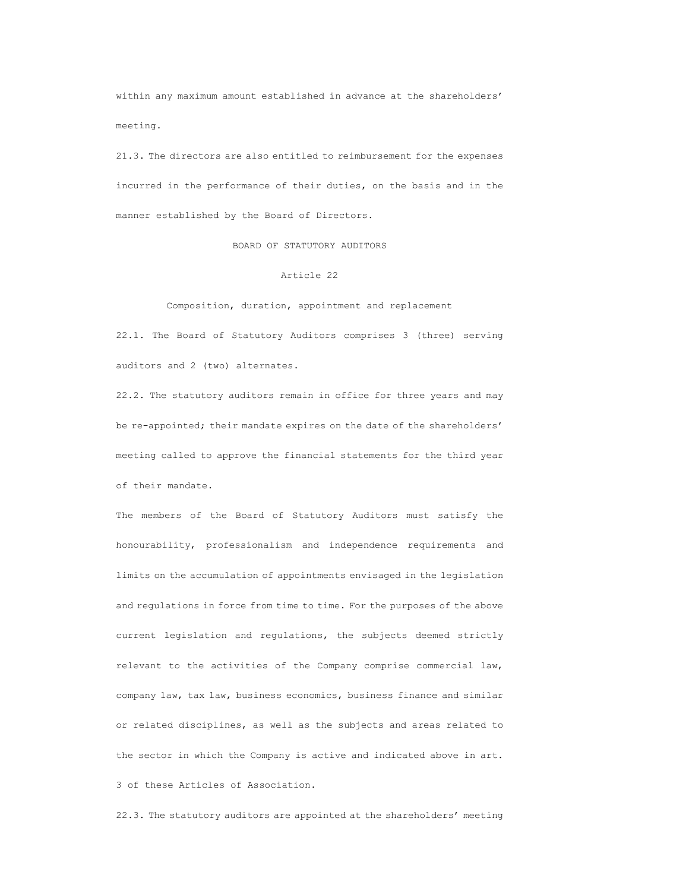within any maximum amount established in advance at the shareholders' meeting.

21.3. The directors are also entitled to reimbursement for the expenses incurred in the performance of their duties, on the basis and in the manner established by the Board of Directors.

## BOARD OF STATUTORY AUDITORS

### Article 22

### Composition, duration, appointment and replacement

22.1. The Board of Statutory Auditors comprises 3 (three) serving auditors and 2 (two) alternates.

22.2. The statutory auditors remain in office for three years and may be re-appointed; their mandate expires on the date of the shareholders' meeting called to approve the financial statements for the third year of their mandate.

The members of the Board of Statutory Auditors must satisfy the honourability, professionalism and independence requirements and limits on the accumulation of appointments envisaged in the legislation and regulations in force from time to time. For the purposes of the above current legislation and regulations, the subjects deemed strictly relevant to the activities of the Company comprise commercial law, company law, tax law, business economics, business finance and similar or related disciplines, as well as the subjects and areas related to the sector in which the Company is active and indicated above in art. 3 of these Articles of Association.

22.3. The statutory auditors are appointed at the shareholders' meeting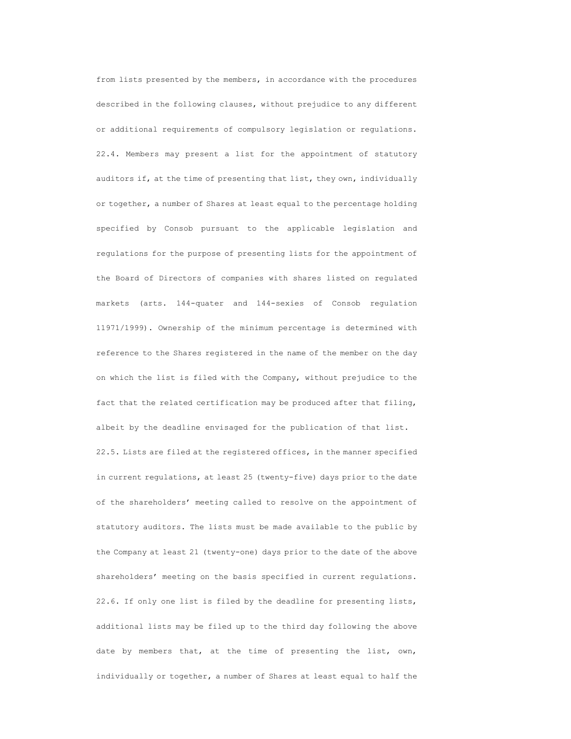from lists presented by the members, in accordance with the procedures described in the following clauses, without prejudice to any different or additional requirements of compulsory legislation or regulations.

22.4. Members may present a list for the appointment of statutory auditors if, at the time of presenting that list, they own, individually or together, a number of Shares at least equal to the percentage holding specified by Consob pursuant to the applicable legislation and regulations for the purpose of presenting lists for the appointment of the Board of Directors of companies with shares listed on regulated markets (arts. 144-quater and 144-sexies of Consob regulation 11971/1999). Ownership of the minimum percentage is determined with reference to the Shares registered in the name of the member on the day on which the list is filed with the Company, without prejudice to the fact that the related certification may be produced after that filing, albeit by the deadline envisaged for the publication of that list.

22.5. Lists are filed at the registered offices, in the manner specified in current regulations, at least 25 (twenty-five) days prior to the date of the shareholders' meeting called to resolve on the appointment of statutory auditors. The lists must be made available to the public by the Company at least 21 (twenty-one) days prior to the date of the above shareholders' meeting on the basis specified in current regulations.

22.6. If only one list is filed by the deadline for presenting lists, additional lists may be filed up to the third day following the above date by members that, at the time of presenting the list, own, individually or together, a number of Shares at least equal to half the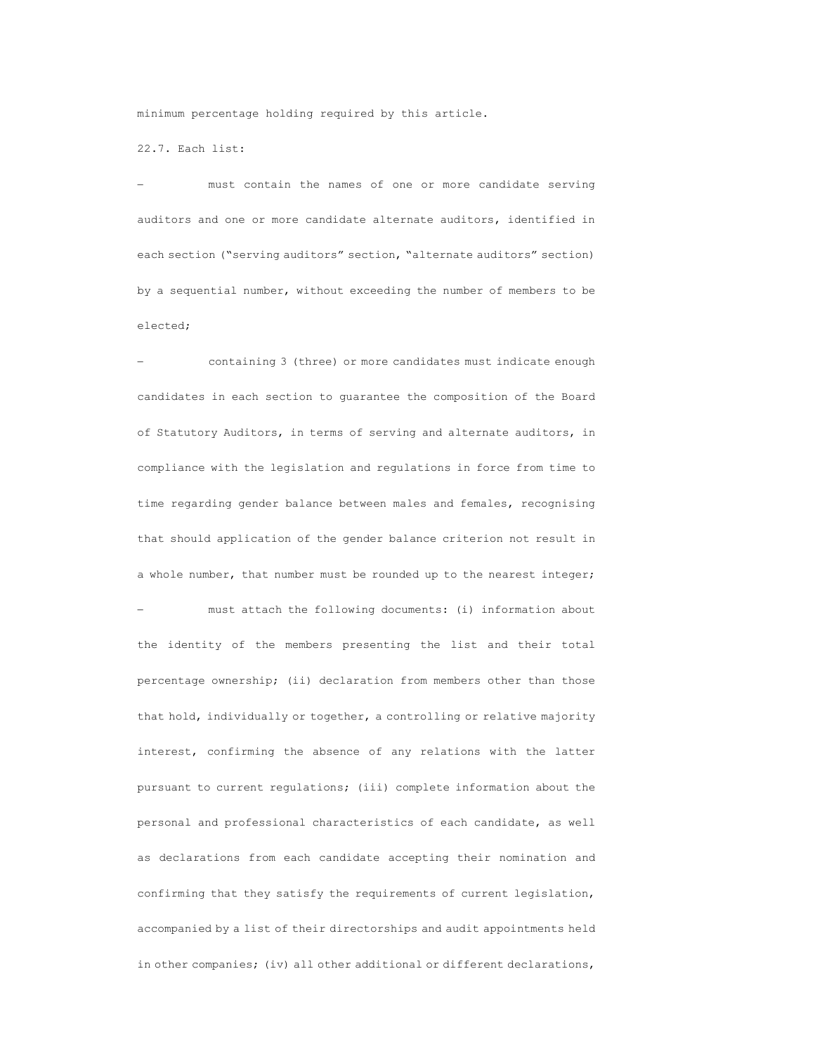minimum percentage holding required by this article.

22.7. Each list:

- must contain the names of one or more candidate serving auditors and one or more candidate alternate auditors, identified in each section ("serving auditors" section, "alternate auditors" section) by a sequential number, without exceeding the number of members to be elected;

- containing 3 (three) or more candidates must indicate enough candidates in each section to guarantee the composition of the Board of Statutory Auditors, in terms of serving and alternate auditors, in compliance with the legislation and regulations in force from time to time regarding gender balance between males and females, recognising that should application of the gender balance criterion not result in a whole number, that number must be rounded up to the nearest integer;

- must attach the following documents: (i) information about the identity of the members presenting the list and their total percentage ownership; (ii) declaration from members other than those that hold, individually or together, a controlling or relative majority interest, confirming the absence of any relations with the latter pursuant to current regulations; (iii) complete information about the personal and professional characteristics of each candidate, as well as declarations from each candidate accepting their nomination and confirming that they satisfy the requirements of current legislation, accompanied by a list of their directorships and audit appointments held in other companies; (iv) all other additional or different declarations,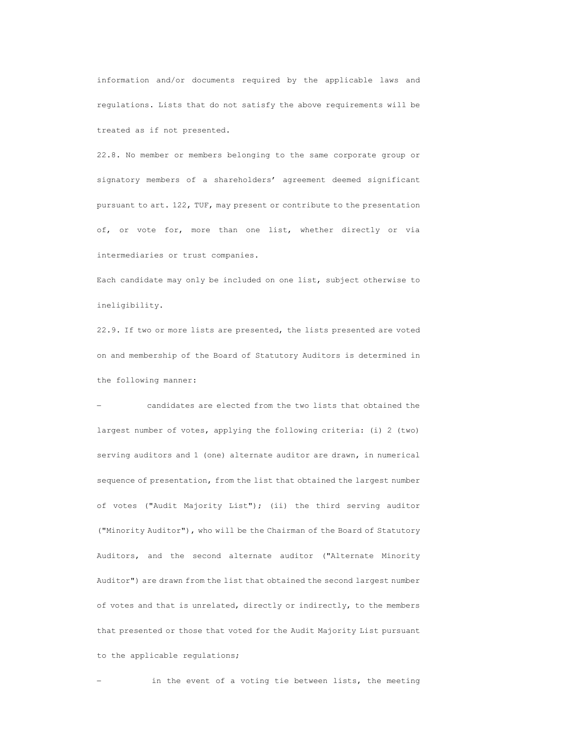information and/or documents required by the applicable laws and regulations. Lists that do not satisfy the above requirements will be treated as if not presented.

22.8. No member or members belonging to the same corporate group or signatory members of a shareholders' agreement deemed significant pursuant to art. 122, TUF, may present or contribute to the presentation of, or vote for, more than one list, whether directly or via intermediaries or trust companies.

Each candidate may only be included on one list, subject otherwise to ineligibility.

22.9. If two or more lists are presented, the lists presented are voted on and membership of the Board of Statutory Auditors is determined in the following manner:

- candidates are elected from the two lists that obtained the largest number of votes, applying the following criteria: (i) 2 (two) serving auditors and 1 (one) alternate auditor are drawn, in numerical sequence of presentation, from the list that obtained the largest number of votes ("Audit Majority List"); (ii) the third serving auditor ("Minority Auditor"), who will be the Chairman of the Board of Statutory Auditors, and the second alternate auditor ("Alternate Minority Auditor") are drawn from the list that obtained the second largest number of votes and that is unrelated, directly or indirectly, to the members that presented or those that voted for the Audit Majority List pursuant to the applicable regulations;
- in the event of a voting tie between lists, the meeting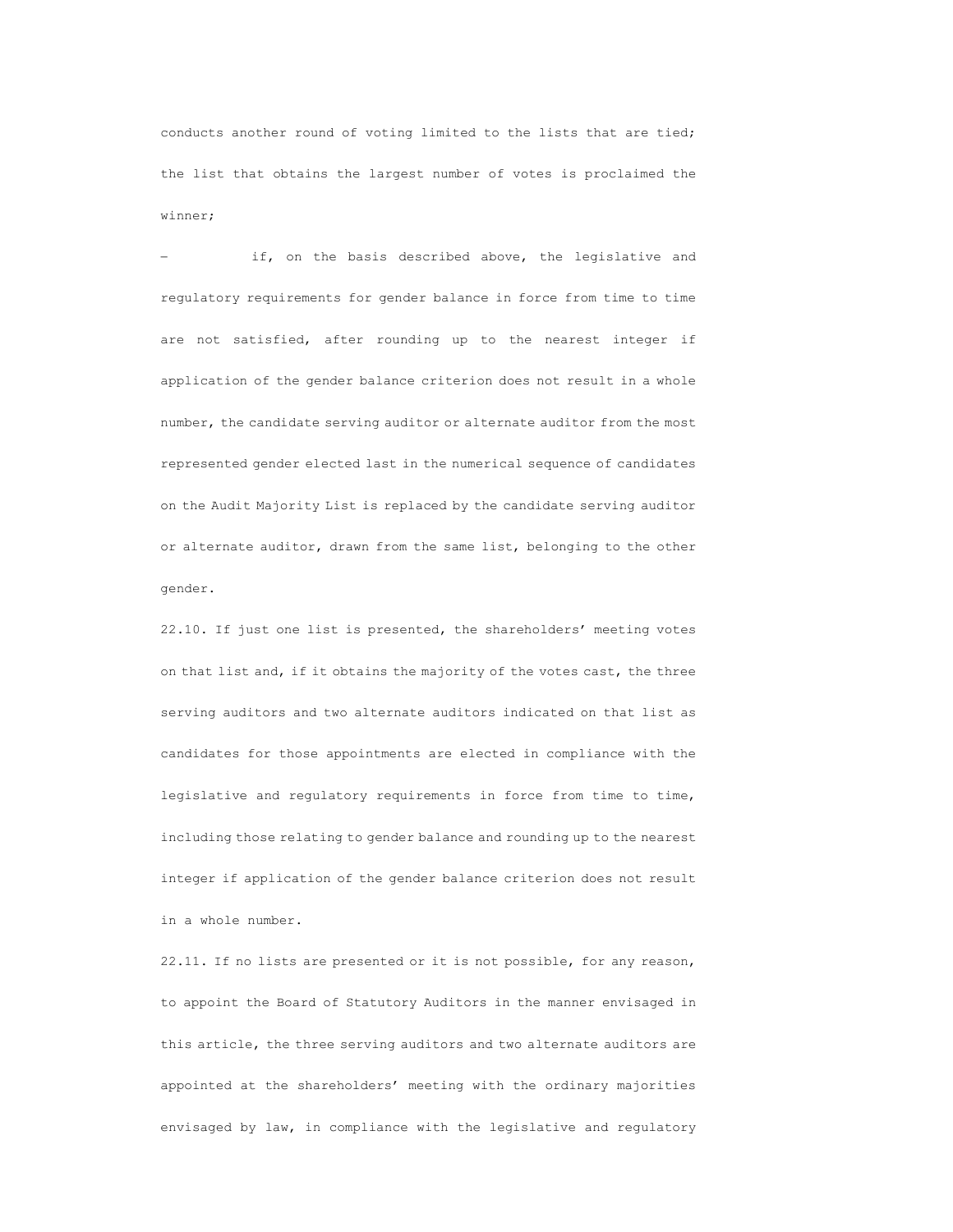conducts another round of voting limited to the lists that are tied; the list that obtains the largest number of votes is proclaimed the winner;

– if, on the basis described above, the legislative and regulatory requirements for gender balance in force from time to time are not satisfied, after rounding up to the nearest integer if application of the gender balance criterion does not result in a whole number, the candidate serving auditor or alternate auditor from the most represented gender elected last in the numerical sequence of candidates on the Audit Majority List is replaced by the candidate serving auditor or alternate auditor, drawn from the same list, belonging to the other gender.

22.10. If just one list is presented, the shareholders' meeting votes on that list and, if it obtains the majority of the votes cast, the three serving auditors and two alternate auditors indicated on that list as candidates for those appointments are elected in compliance with the legislative and regulatory requirements in force from time to time, including those relating to gender balance and rounding up to the nearest integer if application of the gender balance criterion does not result in a whole number.

22.11. If no lists are presented or it is not possible, for any reason, to appoint the Board of Statutory Auditors in the manner envisaged in this article, the three serving auditors and two alternate auditors are appointed at the shareholders' meeting with the ordinary majorities envisaged by law, in compliance with the legislative and regulatory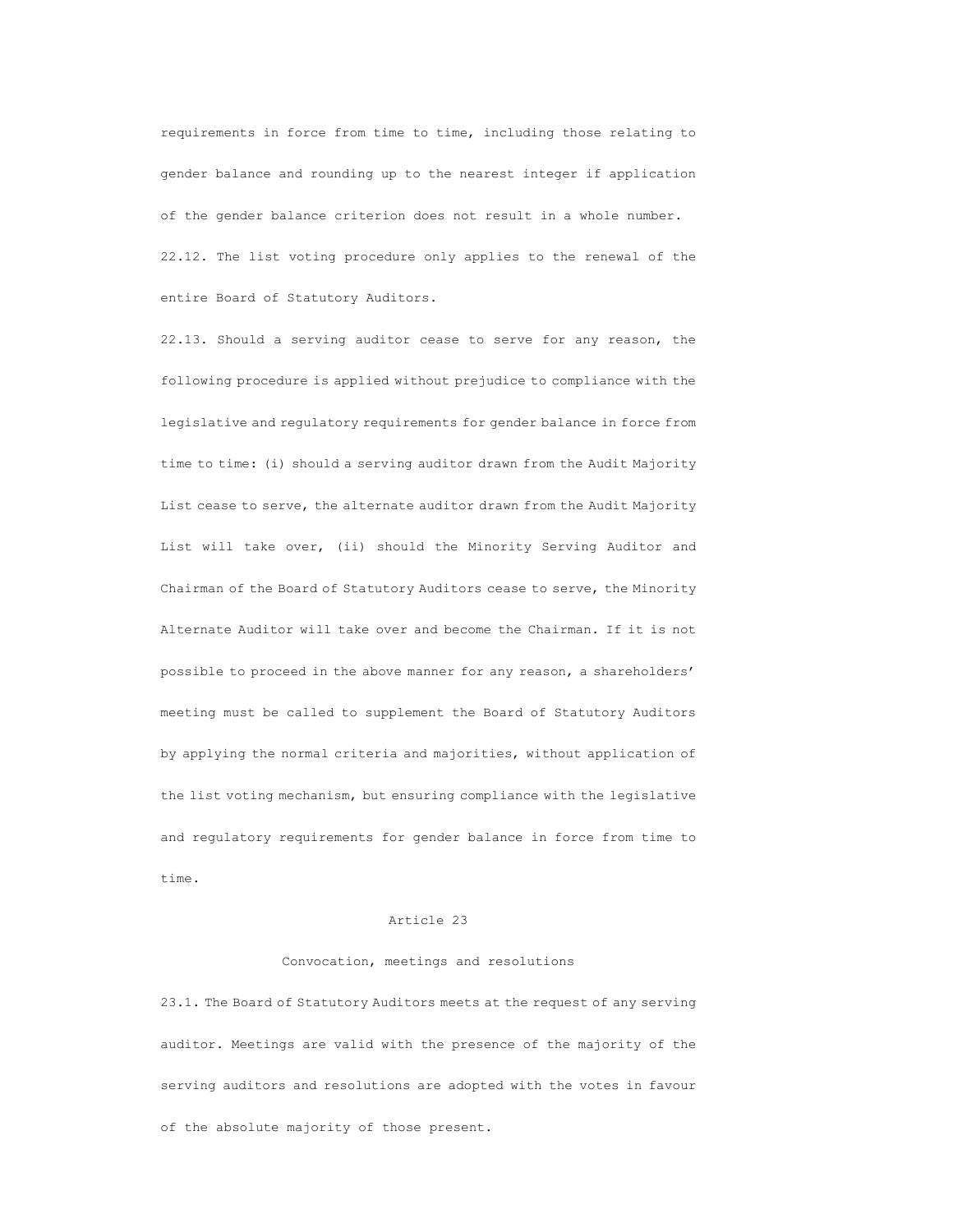requirements in force from time to time, including those relating to gender balance and rounding up to the nearest integer if application of the gender balance criterion does not result in a whole number.

22.12. The list voting procedure only applies to the renewal of the entire Board of Statutory Auditors.

22.13. Should a serving auditor cease to serve for any reason, the following procedure is applied without prejudice to compliance with the legislative and regulatory requirements for gender balance in force from time to time: (i) should a serving auditor drawn from the Audit Majority List cease to serve, the alternate auditor drawn from the Audit Majority List will take over, (ii) should the Minority Serving Auditor and Chairman of the Board of Statutory Auditors cease to serve, the Minority Alternate Auditor will take over and become the Chairman. If it is not possible to proceed in the above manner for any reason, a shareholders' meeting must be called to supplement the Board of Statutory Auditors by applying the normal criteria and majorities, without application of the list voting mechanism, but ensuring compliance with the legislative and regulatory requirements for gender balance in force from time to time.

## Article 23

### Convocation, meetings and resolutions

23.1. The Board of Statutory Auditors meets at the request of any serving auditor. Meetings are valid with the presence of the majority of the serving auditors and resolutions are adopted with the votes in favour of the absolute majority of those present.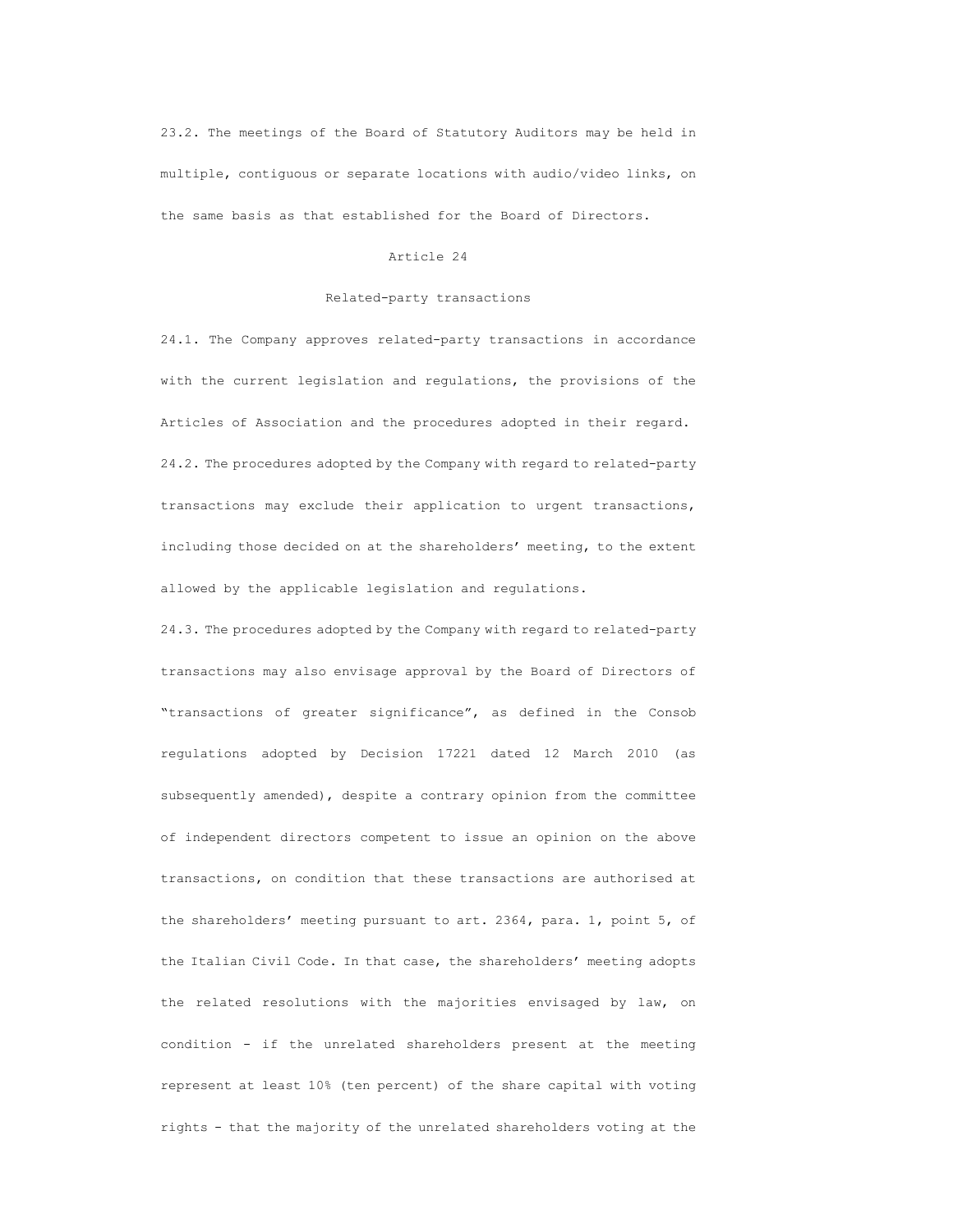23.2. The meetings of the Board of Statutory Auditors may be held in multiple, contiguous or separate locations with audio/video links, on the same basis as that established for the Board of Directors.

## Article 24

## Related-party transactions

24.1. The Company approves related-party transactions in accordance with the current legislation and regulations, the provisions of the Articles of Association and the procedures adopted in their regard.

24.2. The procedures adopted by the Company with regard to related-party transactions may exclude their application to urgent transactions, including those decided on at the shareholders' meeting, to the extent allowed by the applicable legislation and regulations.

24.3. The procedures adopted by the Company with regard to related-party transactions may also envisage approval by the Board of Directors of "transactions of greater significance", as defined in the Consob regulations adopted by Decision 17221 dated 12 March 2010 (as subsequently amended), despite a contrary opinion from the committee of independent directors competent to issue an opinion on the above transactions, on condition that these transactions are authorised at the shareholders' meeting pursuant to art. 2364, para. 1, point 5, of the Italian Civil Code. In that case, the shareholders' meeting adopts the related resolutions with the majorities envisaged by law, on condition - if the unrelated shareholders present at the meeting represent at least 10% (ten percent) of the share capital with voting rights - that the majority of the unrelated shareholders voting at the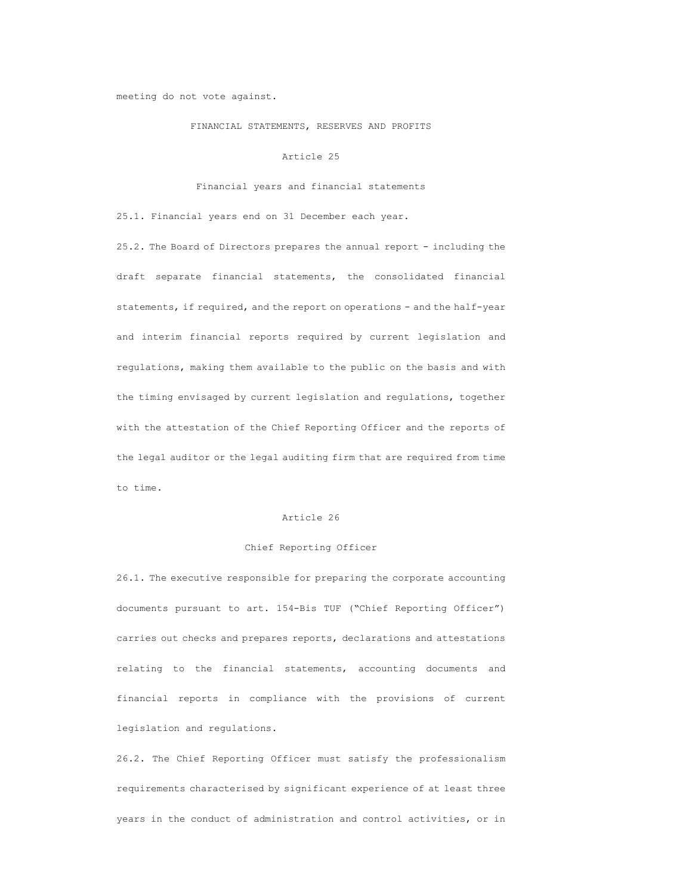meeting do not vote against.

## FINANCIAL STATEMENTS, RESERVES AND PROFITS

### Article 25

### Financial years and financial statements

25.1. Financial years end on 31 December each year.

25.2. The Board of Directors prepares the annual report - including the draft separate financial statements, the consolidated financial statements, if required, and the report on operations - and the half-year and interim financial reports required by current legislation and regulations, making them available to the public on the basis and with the timing envisaged by current legislation and regulations, together with the attestation of the Chief Reporting Officer and the reports of the legal auditor or the legal auditing firm that are required from time to time.

### Article 26

### Chief Reporting Officer

26.1. The executive responsible for preparing the corporate accounting documents pursuant to art. 154-Bis TUF ("Chief Reporting Officer") carries out checks and prepares reports, declarations and attestations relating to the financial statements, accounting documents and financial reports in compliance with the provisions of current legislation and regulations.

26.2. The Chief Reporting Officer must satisfy the professionalism requirements characterised by significant experience of at least three years in the conduct of administration and control activities, or in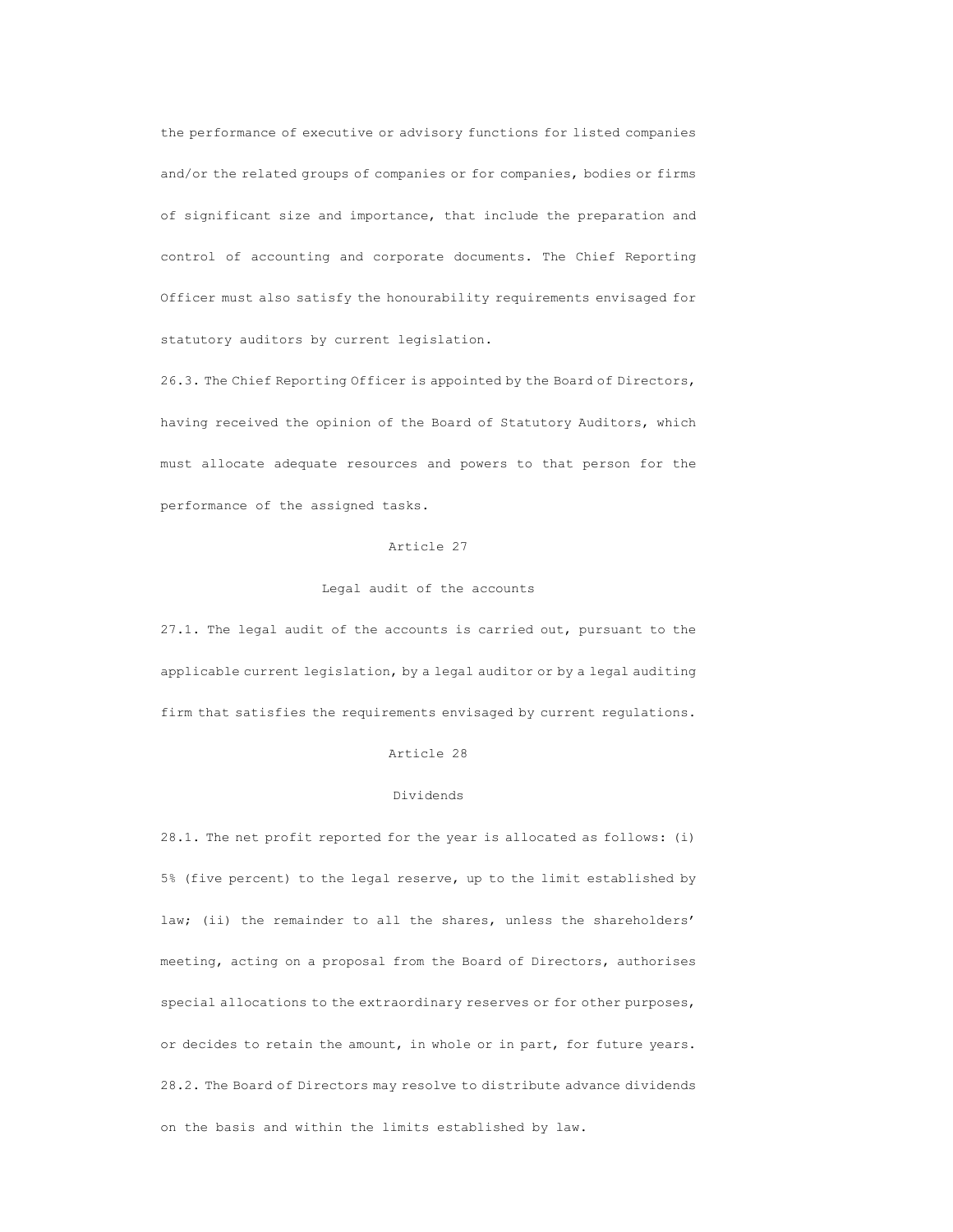the performance of executive or advisory functions for listed companies and/or the related groups of companies or for companies, bodies or firms of significant size and importance, that include the preparation and control of accounting and corporate documents. The Chief Reporting Officer must also satisfy the honourability requirements envisaged for statutory auditors by current legislation.

26.3. The Chief Reporting Officer is appointed by the Board of Directors, having received the opinion of the Board of Statutory Auditors, which must allocate adequate resources and powers to that person for the performance of the assigned tasks.

## Article 27

### Legal audit of the accounts

27.1. The legal audit of the accounts is carried out, pursuant to the applicable current legislation, by a legal auditor or by a legal auditing firm that satisfies the requirements envisaged by current regulations.

## Article 28

### Dividends

28.1. The net profit reported for the year is allocated as follows: (i) 5% (five percent) to the legal reserve, up to the limit established by law; (ii) the remainder to all the shares, unless the shareholders' meeting, acting on a proposal from the Board of Directors, authorises special allocations to the extraordinary reserves or for other purposes, or decides to retain the amount, in whole or in part, for future years.

28.2. The Board of Directors may resolve to distribute advance dividends on the basis and within the limits established by law.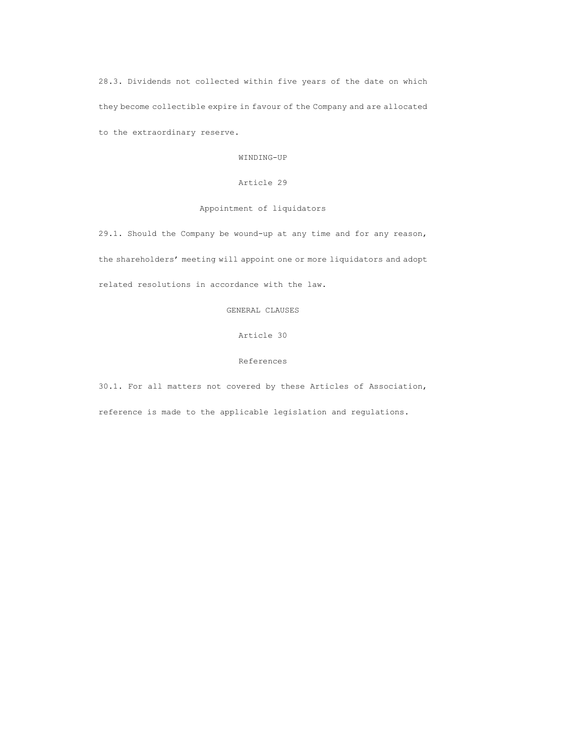28.3. Dividends not collected within five years of the date on which they become collectible expire in favour of the Company and are allocated to the extraordinary reserve.

## WINDING-UP

### Article 29

### Appointment of liquidators

29.1. Should the Company be wound-up at any time and for any reason, the shareholders' meeting will appoint one or more liquidators and adopt related resolutions in accordance with the law.

## GENERAL CLAUSES

### Article 30

### References

30.1. For all matters not covered by these Articles of Association, reference is made to the applicable legislation and regulations.